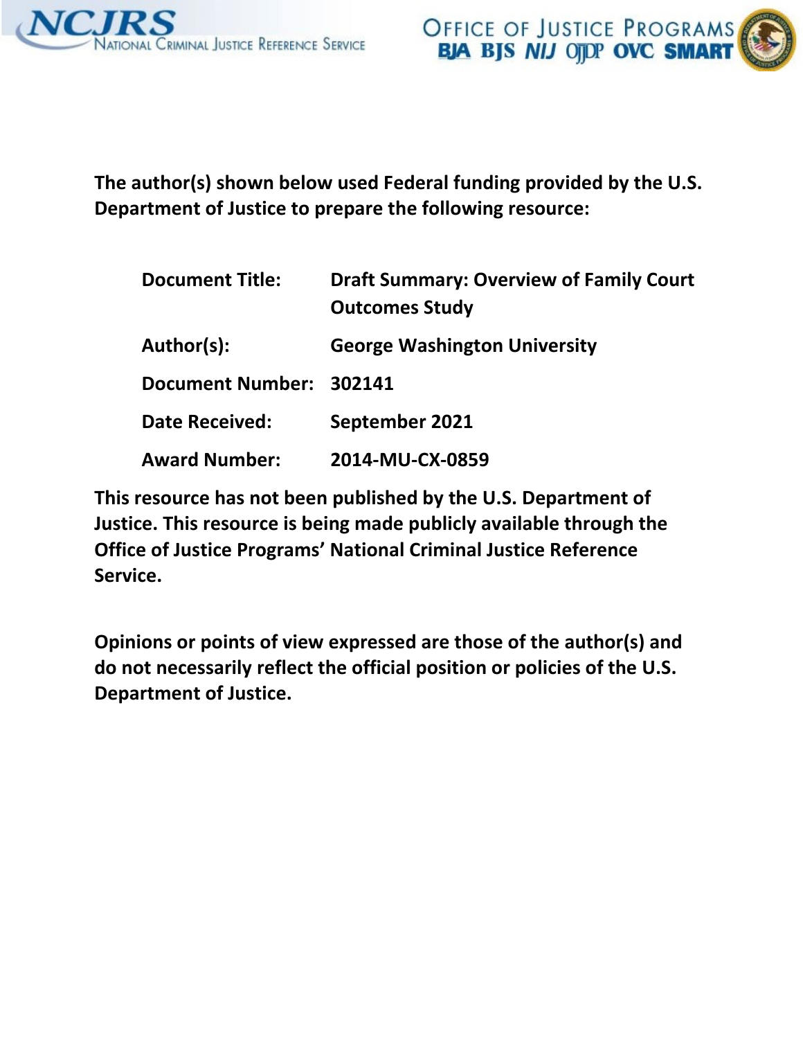The author(s) shown below used Federal funding provided by the U.S. Department of Justice to prepare the following resource:

| | |
|---|---|
| **Document Title:** | **Draft Summary: Overview of Family Court Outcomes Study** |
| **Author(s):** | **George Washington University** |
| **Document Number:** | **302141** |
| **Date Received:** | **September 2021** |
| **Award Number:** | **2014-MU-CX-0859** |

**This resource has not been published by the U.S. Department of Justice. This resource is being made publicly available through the Office of Justice Programs' National Criminal Justice Reference Service.**

**Opinions or points of view expressed are those of the author(s) and do not necessarily reflect the official position or policies of the U.S. Department of Justice.**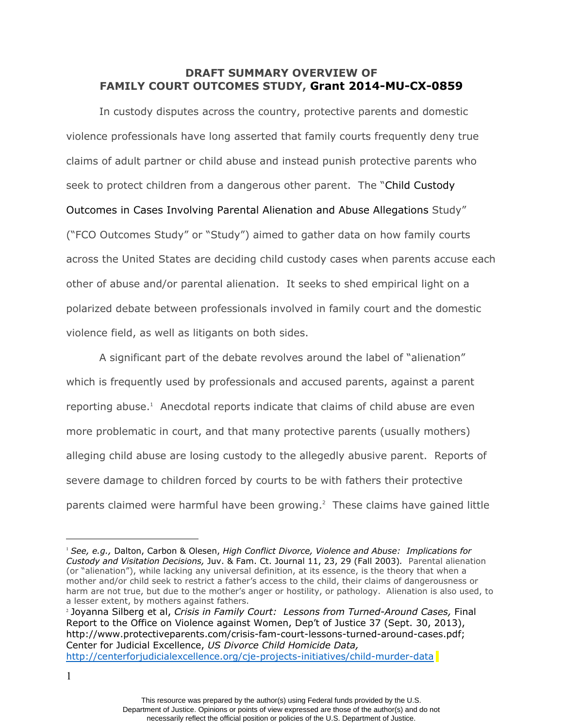**DRAFT SUMMARY OVERVIEW OF FAMILY COURT OUTCOMES STUDY, Grant 2014-MU-CX-0859**

In custody disputes across the country, protective parents and domestic violence professionals have long asserted that family courts frequently deny true claims of adult partner or child abuse and instead punish protective parents who seek to protect children from a dangerous other parent. The "Child Custody Outcomes in Cases Involving Parental Alienation and Abuse Allegations Study" ("FCO Outcomes Study" or "Study") aimed to gather data on how family courts across the United States are deciding child custody cases when parents accuse each other of abuse and/or parental alienation. It seeks to shed empirical light on a polarized debate between professionals involved in family court and the domestic violence field, as well as litigants on both sides.

A significant part of the debate revolves around the label of "alienation" which is frequently used by professionals and accused parents, against a parent reporting abuse.[1] Anecdotal reports indicate that claims of child abuse are even more problematic in court, and that many protective parents (usually mothers) alleging child abuse are losing custody to the allegedly abusive parent. Reports of severe damage to children forced by courts to be with fathers their protective parents claimed were harmful have been growing.[2] These claims have gained little

---

[1] *See, e.g.,* Dalton, Carbon & Olesen, *High Conflict Divorce, Violence and Abuse: Implications for Custody and Visitation Decisions,* Juv. & Fam. Ct. Journal 11, 23, 29 (Fall 2003). Parental alienation (or "alienation"), while lacking any universal definition, at its essence, is the theory that when a mother and/or child seek to restrict a father's access to the child, their claims of dangerousness or harm are not true, but due to the mother's anger or hostility, or pathology. Alienation is also used, to a lesser extent, by mothers against fathers.

[2] Joyanna Silberg et al, *Crisis in Family Court: Lessons from Turned-Around Cases,* Final Report to the Office on Violence against Women, Dep't of Justice 37 (Sept. 30, 2013), http://www.protectiveparents.com/crisis-fam-court-lessons-turned-around-cases.pdf; Center for Judicial Excellence, *US Divorce Child Homicide Data,* http://centerforjudicialexcellence.org/cje-projects-initiatives/child-murder-data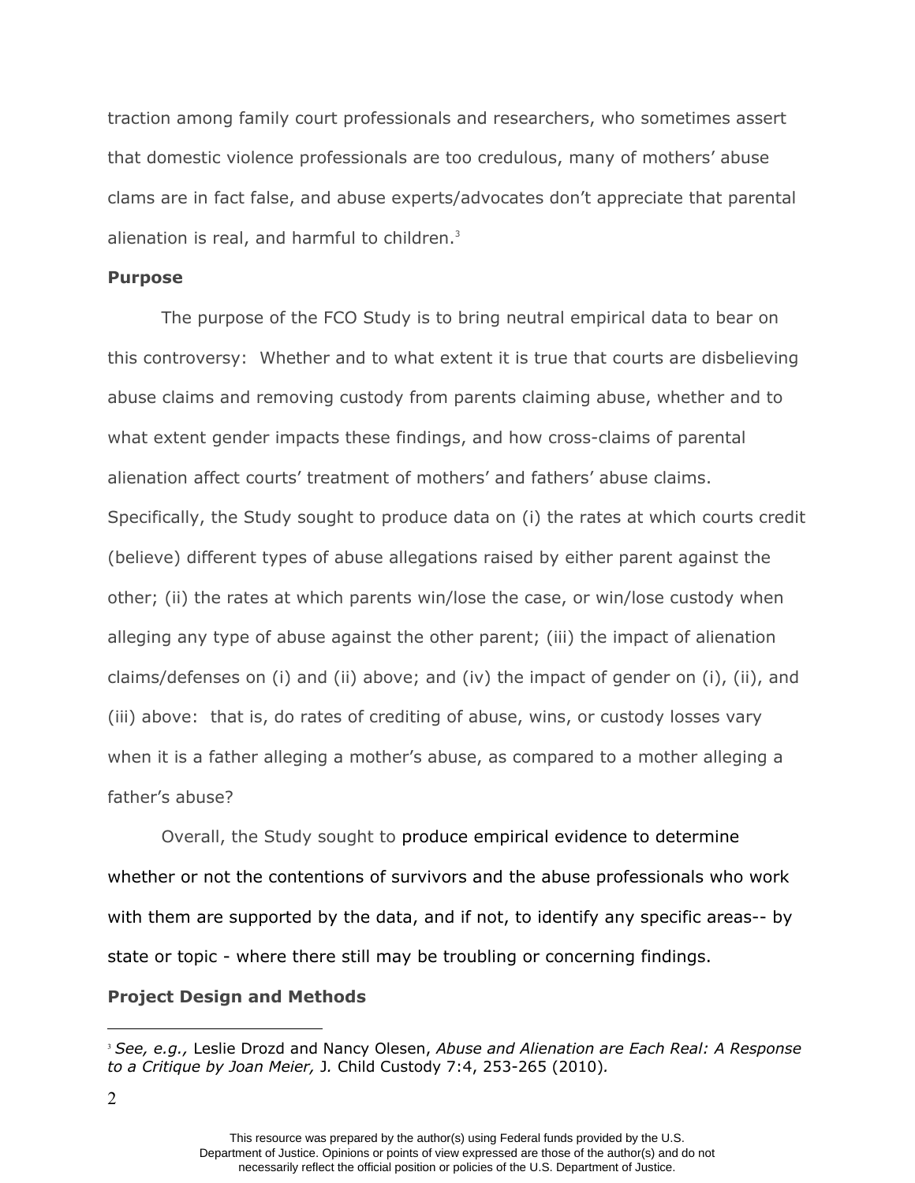traction among family court professionals and researchers, who sometimes assert that domestic violence professionals are too credulous, many of mothers' abuse clams are in fact false, and abuse experts/advocates don't appreciate that parental alienation is real, and harmful to children.[3]

**Purpose**

The purpose of the FCO Study is to bring neutral empirical data to bear on this controversy: Whether and to what extent it is true that courts are disbelieving abuse claims and removing custody from parents claiming abuse, whether and to what extent gender impacts these findings, and how cross-claims of parental alienation affect courts' treatment of mothers' and fathers' abuse claims. Specifically, the Study sought to produce data on (i) the rates at which courts credit (believe) different types of abuse allegations raised by either parent against the other; (ii) the rates at which parents win/lose the case, or win/lose custody when alleging any type of abuse against the other parent; (iii) the impact of alienation claims/defenses on (i) and (ii) above; and (iv) the impact of gender on (i), (ii), and (iii) above: that is, do rates of crediting of abuse, wins, or custody losses vary when it is a father alleging a mother's abuse, as compared to a mother alleging a father's abuse?

Overall, the Study sought to produce empirical evidence to determine whether or not the contentions of survivors and the abuse professionals who work with them are supported by the data, and if not, to identify any specific areas-- by state or topic - where there still may be troubling or concerning findings.

**Project Design and Methods**

---

[3] *See, e.g.,* Leslie Drozd and Nancy Olesen, *Abuse and Alienation are Each Real: A Response to a Critique by Joan Meier,* J. Child Custody 7:4, 253-265 (2010).

This resource was prepared by the author(s) using Federal funds provided by the U.S. Department of Justice. Opinions or points of view expressed are those of the author(s) and do not necessarily reflect the official position or policies of the U.S. Department of Justice.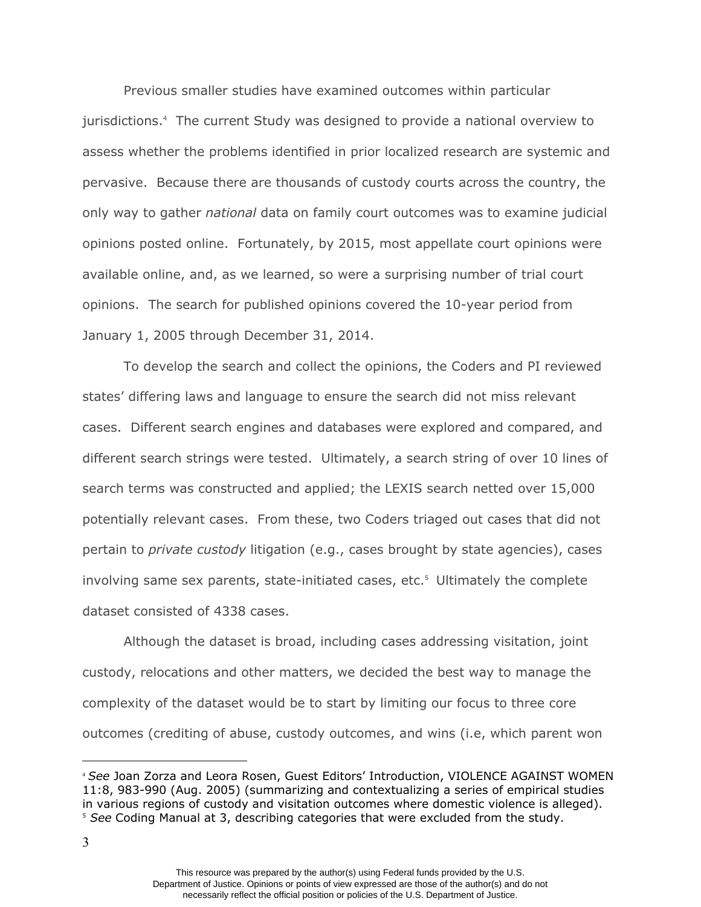Previous smaller studies have examined outcomes within particular jurisdictions.[4] The current Study was designed to provide a national overview to assess whether the problems identified in prior localized research are systemic and pervasive. Because there are thousands of custody courts across the country, the only way to gather *national* data on family court outcomes was to examine judicial opinions posted online. Fortunately, by 2015, most appellate court opinions were available online, and, as we learned, so were a surprising number of trial court opinions. The search for published opinions covered the 10-year period from January 1, 2005 through December 31, 2014.

To develop the search and collect the opinions, the Coders and PI reviewed states' differing laws and language to ensure the search did not miss relevant cases. Different search engines and databases were explored and compared, and different search strings were tested. Ultimately, a search string of over 10 lines of search terms was constructed and applied; the LEXIS search netted over 15,000 potentially relevant cases. From these, two Coders triaged out cases that did not pertain to *private custody* litigation (e.g., cases brought by state agencies), cases involving same sex parents, state-initiated cases, etc.[5] Ultimately the complete dataset consisted of 4338 cases.

Although the dataset is broad, including cases addressing visitation, joint custody, relocations and other matters, we decided the best way to manage the complexity of the dataset would be to start by limiting our focus to three core outcomes (crediting of abuse, custody outcomes, and wins (i.e, which parent won

---

[4] *See* Joan Zorza and Leora Rosen, Guest Editors' Introduction, VIOLENCE AGAINST WOMEN 11:8, 983-990 (Aug. 2005) (summarizing and contextualizing a series of empirical studies in various regions of custody and visitation outcomes where domestic violence is alleged).

[5] *See* Coding Manual at 3, describing categories that were excluded from the study.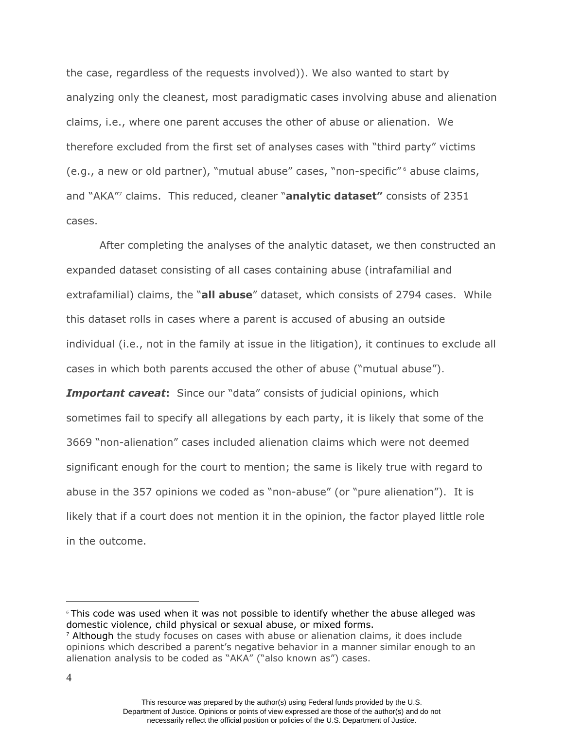the case, regardless of the requests involved)). We also wanted to start by analyzing only the cleanest, most paradigmatic cases involving abuse and alienation claims, i.e., where one parent accuses the other of abuse or alienation. We therefore excluded from the first set of analyses cases with "third party" victims (e.g., a new or old partner), "mutual abuse" cases, "non-specific"[6] abuse claims, and "AKA"[7] claims. This reduced, cleaner "**analytic dataset"** consists of 2351 cases.

After completing the analyses of the analytic dataset, we then constructed an expanded dataset consisting of all cases containing abuse (intrafamilial and extrafamilial) claims, the "**all abuse**" dataset, which consists of 2794 cases. While this dataset rolls in cases where a parent is accused of abusing an outside individual (i.e., not in the family at issue in the litigation), it continues to exclude all cases in which both parents accused the other of abuse ("mutual abuse").

***Important caveat*:** Since our "data" consists of judicial opinions, which sometimes fail to specify all allegations by each party, it is likely that some of the 3669 "non-alienation" cases included alienation claims which were not deemed significant enough for the court to mention; the same is likely true with regard to abuse in the 357 opinions we coded as "non-abuse" (or "pure alienation"). It is likely that if a court does not mention it in the opinion, the factor played little role in the outcome.

---

[6] This code was used when it was not possible to identify whether the abuse alleged was domestic violence, child physical or sexual abuse, or mixed forms.

[7] Although the study focuses on cases with abuse or alienation claims, it does include opinions which described a parent's negative behavior in a manner similar enough to an alienation analysis to be coded as "AKA" ("also known as") cases.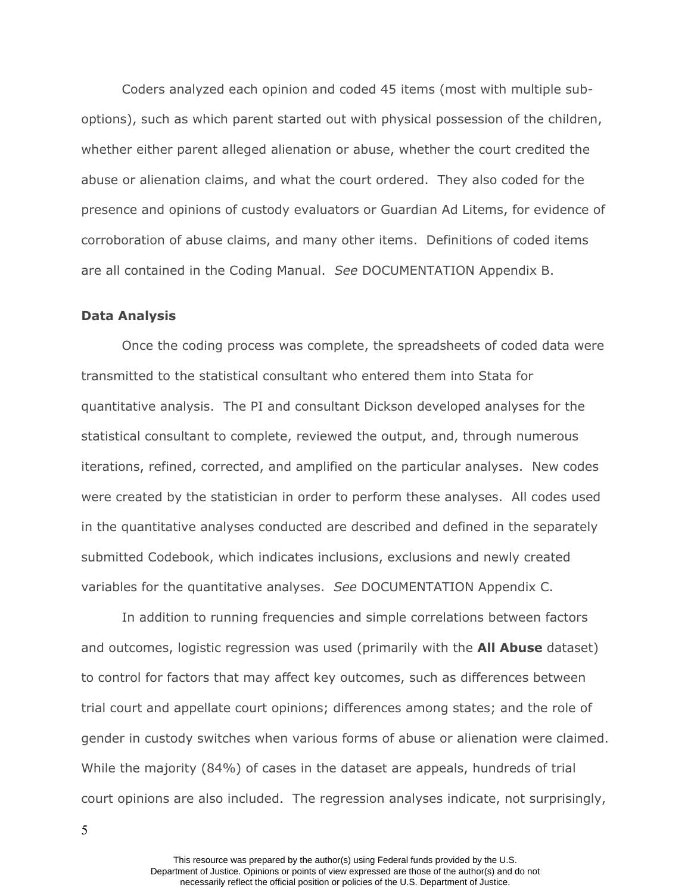Coders analyzed each opinion and coded 45 items (most with multiple sub-options), such as which parent started out with physical possession of the children, whether either parent alleged alienation or abuse, whether the court credited the abuse or alienation claims, and what the court ordered. They also coded for the presence and opinions of custody evaluators or Guardian Ad Litems, for evidence of corroboration of abuse claims, and many other items. Definitions of coded items are all contained in the Coding Manual. *See* DOCUMENTATION Appendix B.

**Data Analysis**

Once the coding process was complete, the spreadsheets of coded data were transmitted to the statistical consultant who entered them into Stata for quantitative analysis. The PI and consultant Dickson developed analyses for the statistical consultant to complete, reviewed the output, and, through numerous iterations, refined, corrected, and amplified on the particular analyses. New codes were created by the statistician in order to perform these analyses. All codes used in the quantitative analyses conducted are described and defined in the separately submitted Codebook, which indicates inclusions, exclusions and newly created variables for the quantitative analyses. *See* DOCUMENTATION Appendix C.

In addition to running frequencies and simple correlations between factors and outcomes, logistic regression was used (primarily with the **All Abuse** dataset) to control for factors that may affect key outcomes, such as differences between trial court and appellate court opinions; differences among states; and the role of gender in custody switches when various forms of abuse or alienation were claimed. While the majority (84%) of cases in the dataset are appeals, hundreds of trial court opinions are also included. The regression analyses indicate, not surprisingly,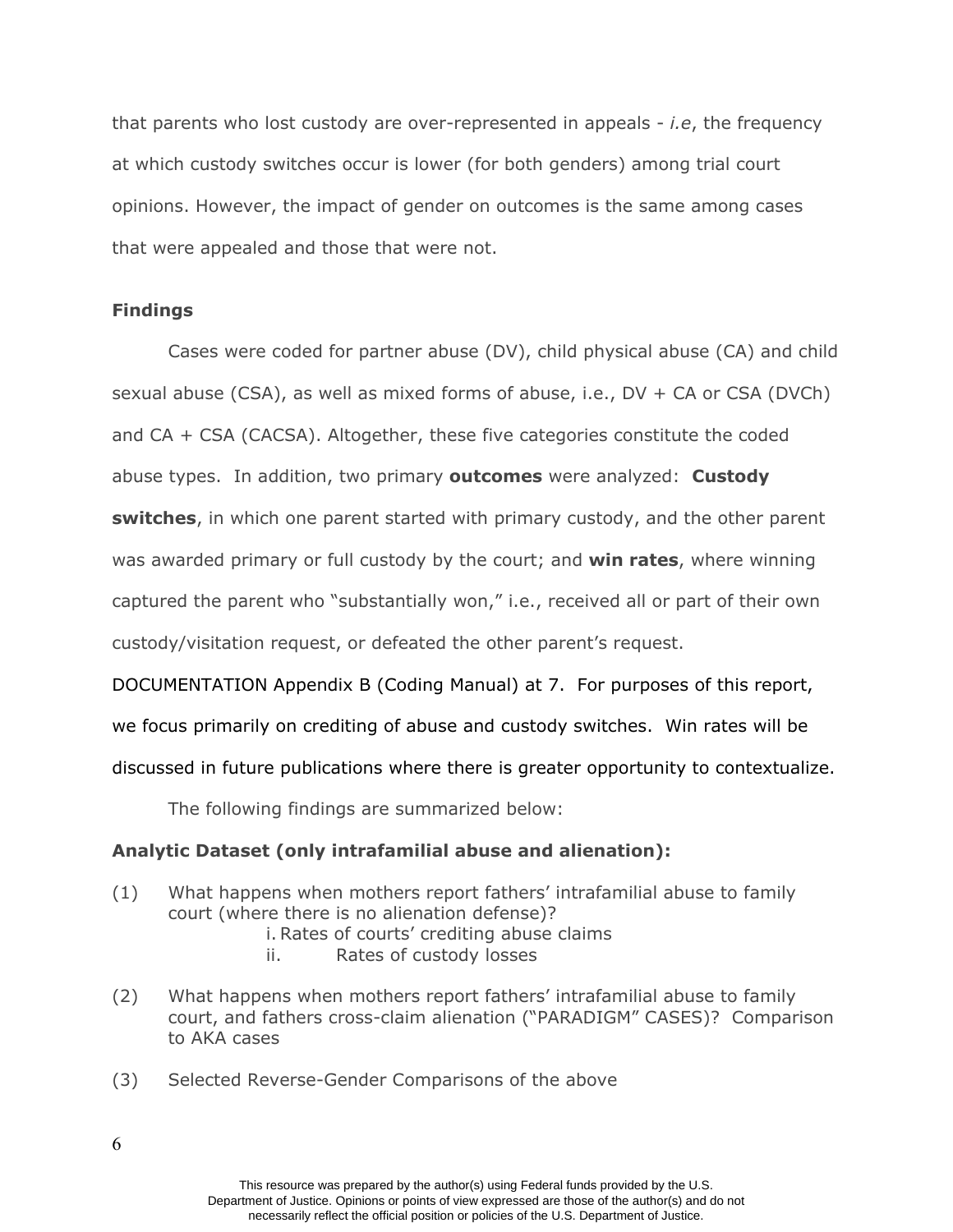that parents who lost custody are over-represented in appeals - *i.e*, the frequency at which custody switches occur is lower (for both genders) among trial court opinions. However, the impact of gender on outcomes is the same among cases that were appealed and those that were not.

### Findings

Cases were coded for partner abuse (DV), child physical abuse (CA) and child sexual abuse (CSA), as well as mixed forms of abuse, i.e., DV + CA or CSA (DVCh) and CA + CSA (CACSA). Altogether, these five categories constitute the coded abuse types. In addition, two primary **outcomes** were analyzed: **Custody switches**, in which one parent started with primary custody, and the other parent was awarded primary or full custody by the court; and **win rates**, where winning captured the parent who "substantially won," i.e., received all or part of their own custody/visitation request, or defeated the other parent's request.

DOCUMENTATION Appendix B (Coding Manual) at 7. For purposes of this report, we focus primarily on crediting of abuse and custody switches. Win rates will be discussed in future publications where there is greater opportunity to contextualize.

The following findings are summarized below:

**Analytic Dataset (only intrafamilial abuse and alienation):**

(1) What happens when mothers report fathers' intrafamilial abuse to family court (where there is no alienation defense)?
    i. Rates of courts' crediting abuse claims
    ii. Rates of custody losses

(2) What happens when mothers report fathers' intrafamilial abuse to family court, and fathers cross-claim alienation ("PARADIGM" CASES)? Comparison to AKA cases

(3) Selected Reverse-Gender Comparisons of the above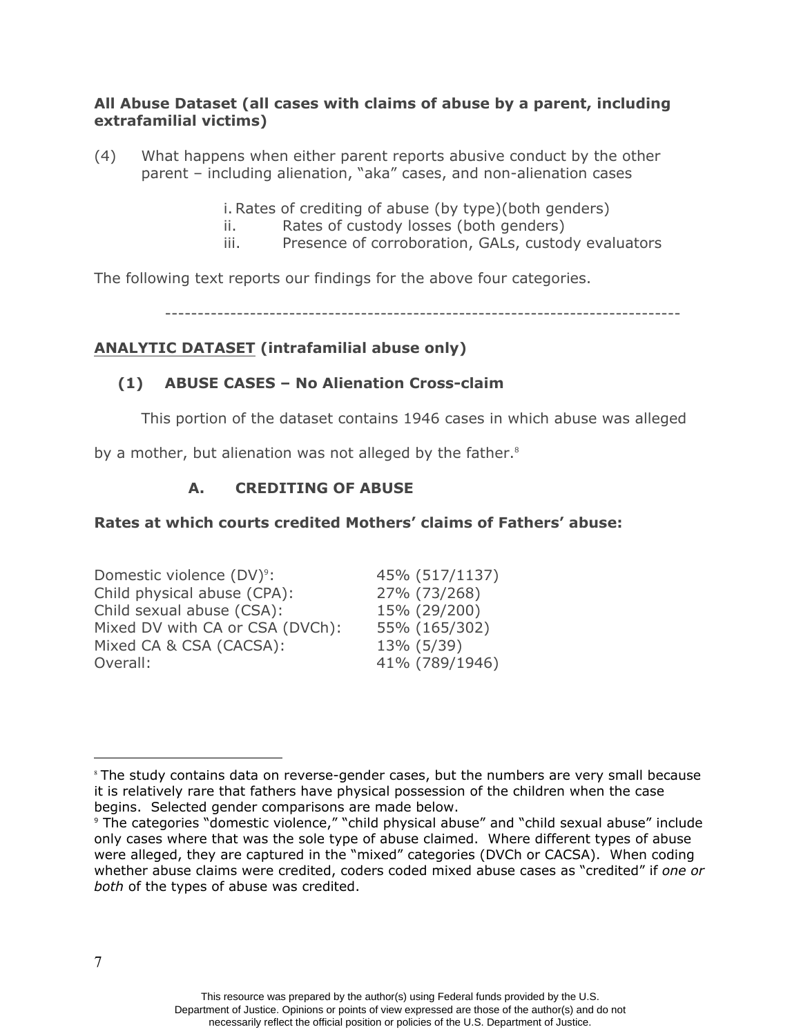**All Abuse Dataset (all cases with claims of abuse by a parent, including extrafamilial victims)**

(4) What happens when either parent reports abusive conduct by the other parent – including alienation, "aka" cases, and non-alienation cases

i. Rates of crediting of abuse (by type)(both genders)
ii. Rates of custody losses (both genders)
iii. Presence of corroboration, GALs, custody evaluators

The following text reports our findings for the above four categories.

---

## ANALYTIC DATASET (intrafamilial abuse only)

### (1) ABUSE CASES – No Alienation Cross-claim

This portion of the dataset contains 1946 cases in which abuse was alleged by a mother, but alienation was not alleged by the father.[8]

#### A. CREDITING OF ABUSE

**Rates at which courts credited Mothers' claims of Fathers' abuse:**

| | |
|---|---|
| Domestic violence (DV)[9]: | 45% (517/1137) |
| Child physical abuse (CPA): | 27% (73/268) |
| Child sexual abuse (CSA): | 15% (29/200) |
| Mixed DV with CA or CSA (DVCh): | 55% (165/302) |
| Mixed CA & CSA (CACSA): | 13% (5/39) |
| Overall: | 41% (789/1946) |

---

[8] The study contains data on reverse-gender cases, but the numbers are very small because it is relatively rare that fathers have physical possession of the children when the case begins. Selected gender comparisons are made below.

[9] The categories "domestic violence," "child physical abuse" and "child sexual abuse" include only cases where that was the sole type of abuse claimed. Where different types of abuse were alleged, they are captured in the "mixed" categories (DVCh or CACSA). When coding whether abuse claims were credited, coders coded mixed abuse cases as "credited" if *one or both* of the types of abuse was credited.

This resource was prepared by the author(s) using Federal funds provided by the U.S. Department of Justice. Opinions or points of view expressed are those of the author(s) and do not necessarily reflect the official position or policies of the U.S. Department of Justice.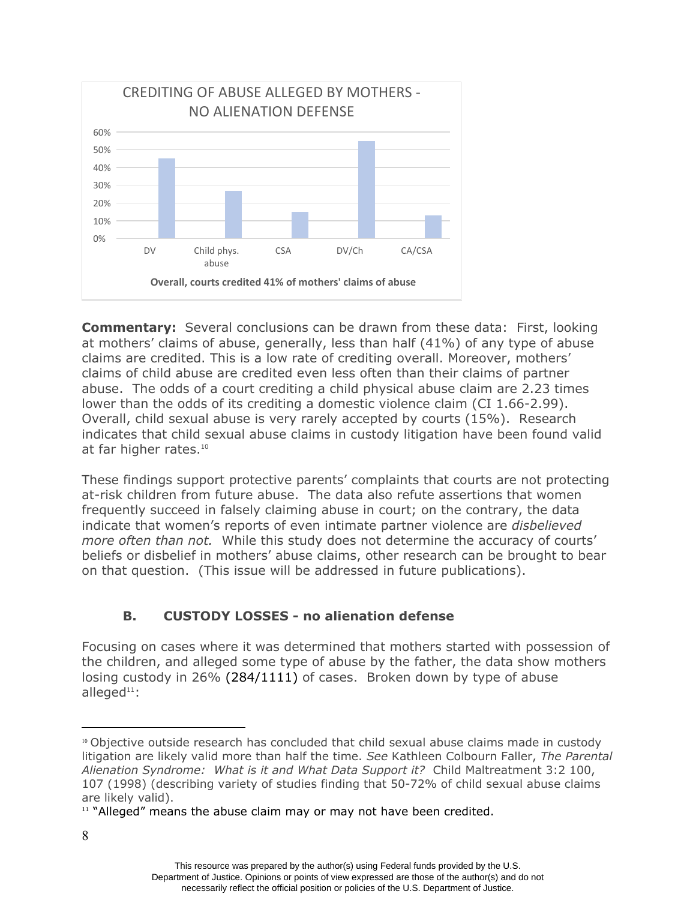CREDITING OF ABUSE ALLEGED BY MOTHERS - NO ALIENATION DEFENSE

| Abuse type | Percent credited |
| --- | --- |
| DV | 45% |
| Child phys. abuse | 27% |
| CSA | 15% |
| DV/Ch | 55% |
| CA/CSA | 13% |

**Overall, courts credited 41% of mothers' claims of abuse**

**Commentary:** Several conclusions can be drawn from these data: First, looking at mothers' claims of abuse, generally, less than half (41%) of any type of abuse claims are credited. This is a low rate of crediting overall. Moreover, mothers' claims of child abuse are credited even less often than their claims of partner abuse. The odds of a court crediting a child physical abuse claim are 2.23 times lower than the odds of its crediting a domestic violence claim (CI 1.66-2.99). Overall, child sexual abuse is very rarely accepted by courts (15%). Research indicates that child sexual abuse claims in custody litigation have been found valid at far higher rates.[10]

These findings support protective parents' complaints that courts are not protecting at-risk children from future abuse. The data also refute assertions that women frequently succeed in falsely claiming abuse in court; on the contrary, the data indicate that women's reports of even intimate partner violence are *disbelieved more often than not.* While this study does not determine the accuracy of courts' beliefs or disbelief in mothers' abuse claims, other research can be brought to bear on that question. (This issue will be addressed in future publications).

### B. CUSTODY LOSSES - no alienation defense

Focusing on cases where it was determined that mothers started with possession of the children, and alleged some type of abuse by the father, the data show mothers losing custody in 26% (284/1111) of cases. Broken down by type of abuse alleged[11]:

---

[10] Objective outside research has concluded that child sexual abuse claims made in custody litigation are likely valid more than half the time. *See* Kathleen Colbourn Faller, *The Parental Alienation Syndrome: What is it and What Data Support it?* Child Maltreatment 3:2 100, 107 (1998) (describing variety of studies finding that 50-72% of child sexual abuse claims are likely valid).

[11] "Alleged" means the abuse claim may or may not have been credited.

This resource was prepared by the author(s) using Federal funds provided by the U.S. Department of Justice. Opinions or points of view expressed are those of the author(s) and do not necessarily reflect the official position or policies of the U.S. Department of Justice.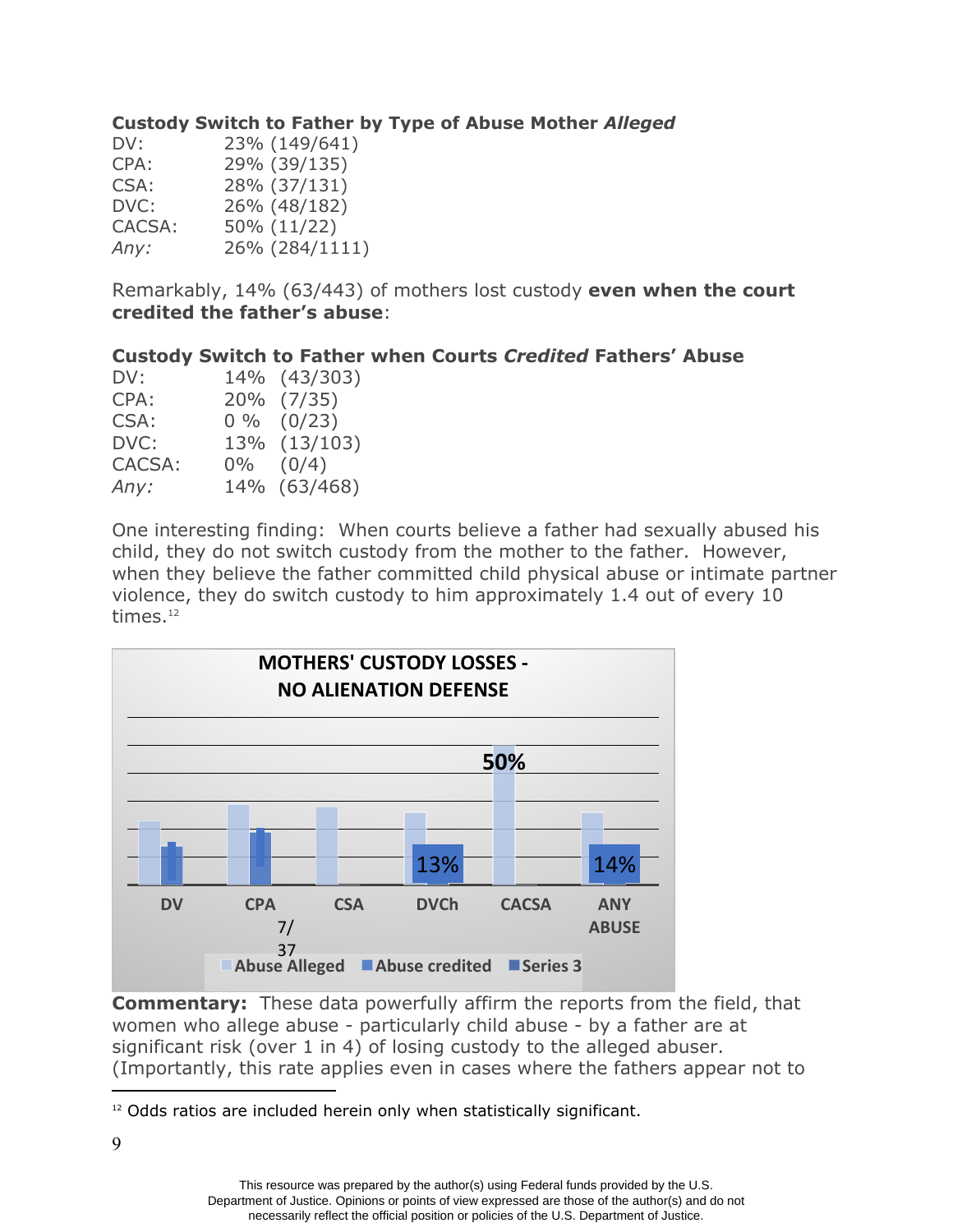**Custody Switch to Father by Type of Abuse Mother *Alleged***

| | |
|---|---|
| DV: | 23% (149/641) |
| CPA: | 29% (39/135) |
| CSA: | 28% (37/131) |
| DVC: | 26% (48/182) |
| CACSA: | 50% (11/22) |
| *Any:* | 26% (284/1111) |

Remarkably, 14% (63/443) of mothers lost custody **even when the court credited the father's abuse**:

**Custody Switch to Father when Courts *Credited* Fathers' Abuse**

| | |
|---|---|
| DV: | 14% (43/303) |
| CPA: | 20% (7/35) |
| CSA: | 0 % (0/23) |
| DVC: | 13% (13/103) |
| CACSA: | 0% (0/4) |
| *Any:* | 14% (63/468) |

One interesting finding: When courts believe a father had sexually abused his child, they do not switch custody from the mother to the father. However, when they believe the father committed child physical abuse or intimate partner violence, they do switch custody to him approximately 1.4 out of every 10 times.[12]

**MOTHERS' CUSTODY LOSSES - NO ALIENATION DEFENSE**

| | DV | CPA | CSA | DVCh | CACSA | ANY ABUSE |
|---|---|---|---|---|---|---|
| Abuse Alleged | | | | | 50% | |
| Abuse credited | | 7/37 | | 13% | | 14% |

**Commentary:** These data powerfully affirm the reports from the field, that women who allege abuse - particularly child abuse - by a father are at significant risk (over 1 in 4) of losing custody to the alleged abuser. (Importantly, this rate applies even in cases where the fathers appear not to

[12] Odds ratios are included herein only when statistically significant.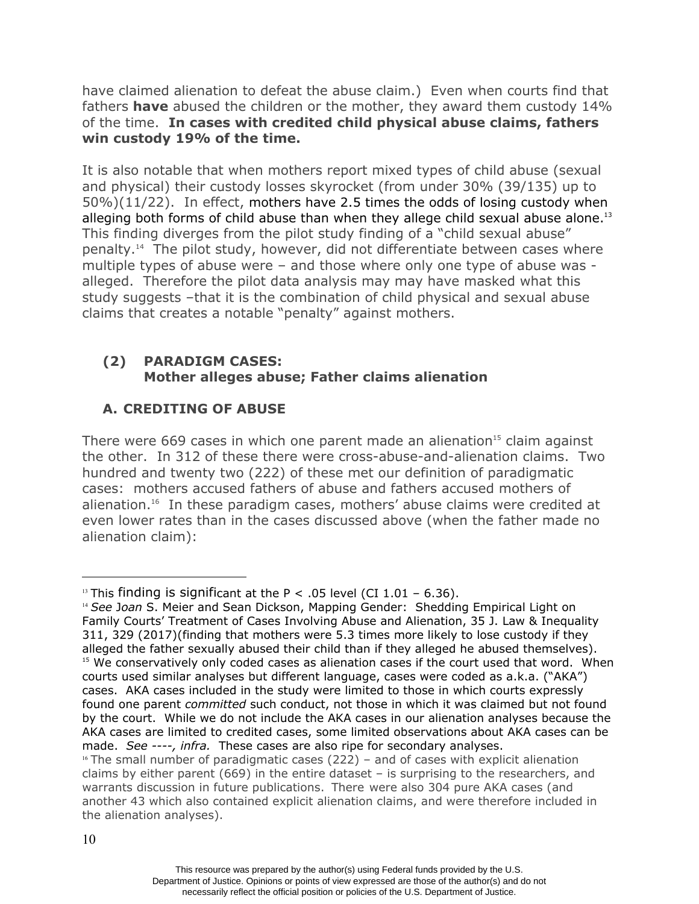have claimed alienation to defeat the abuse claim.) Even when courts find that fathers **have** abused the children or the mother, they award them custody 14% of the time. **In cases with credited child physical abuse claims, fathers win custody 19% of the time.**

It is also notable that when mothers report mixed types of child abuse (sexual and physical) their custody losses skyrocket (from under 30% (39/135) up to 50%)(11/22). In effect, mothers have 2.5 times the odds of losing custody when alleging both forms of child abuse than when they allege child sexual abuse alone.[13] This finding diverges from the pilot study finding of a "child sexual abuse" penalty.[14] The pilot study, however, did not differentiate between cases where multiple types of abuse were – and those where only one type of abuse was - alleged. Therefore the pilot data analysis may may have masked what this study suggests –that it is the combination of child physical and sexual abuse claims that creates a notable "penalty" against mothers.

## (2) PARADIGM CASES: Mother alleges abuse; Father claims alienation

### A. CREDITING OF ABUSE

There were 669 cases in which one parent made an alienation[15] claim against the other. In 312 of these there were cross-abuse-and-alienation claims. Two hundred and twenty two (222) of these met our definition of paradigmatic cases: mothers accused fathers of abuse and fathers accused mothers of alienation.[16] In these paradigm cases, mothers' abuse claims were credited at even lower rates than in the cases discussed above (when the father made no alienation claim):

---

[13] This finding is significant at the $P < .05$ level (CI 1.01 – 6.36).

[14] *See* Joan S. Meier and Sean Dickson, Mapping Gender: Shedding Empirical Light on Family Courts' Treatment of Cases Involving Abuse and Alienation, 35 J. Law & Inequality 311, 329 (2017)(finding that mothers were 5.3 times more likely to lose custody if they alleged the father sexually abused their child than if they alleged he abused themselves).

[15] We conservatively only coded cases as alienation cases if the court used that word. When courts used similar analyses but different language, cases were coded as a.k.a. ("AKA") cases. AKA cases included in the study were limited to those in which courts expressly found one parent *committed* such conduct, not those in which it was claimed but not found by the court. While we do not include the AKA cases in our alienation analyses because the AKA cases are limited to credited cases, some limited observations about AKA cases can be made. *See ----, infra.* These cases are also ripe for secondary analyses.

[16] The small number of paradigmatic cases (222) – and of cases with explicit alienation claims by either parent (669) in the entire dataset – is surprising to the researchers, and warrants discussion in future publications. There were also 304 pure AKA cases (and another 43 which also contained explicit alienation claims, and were therefore included in the alienation analyses).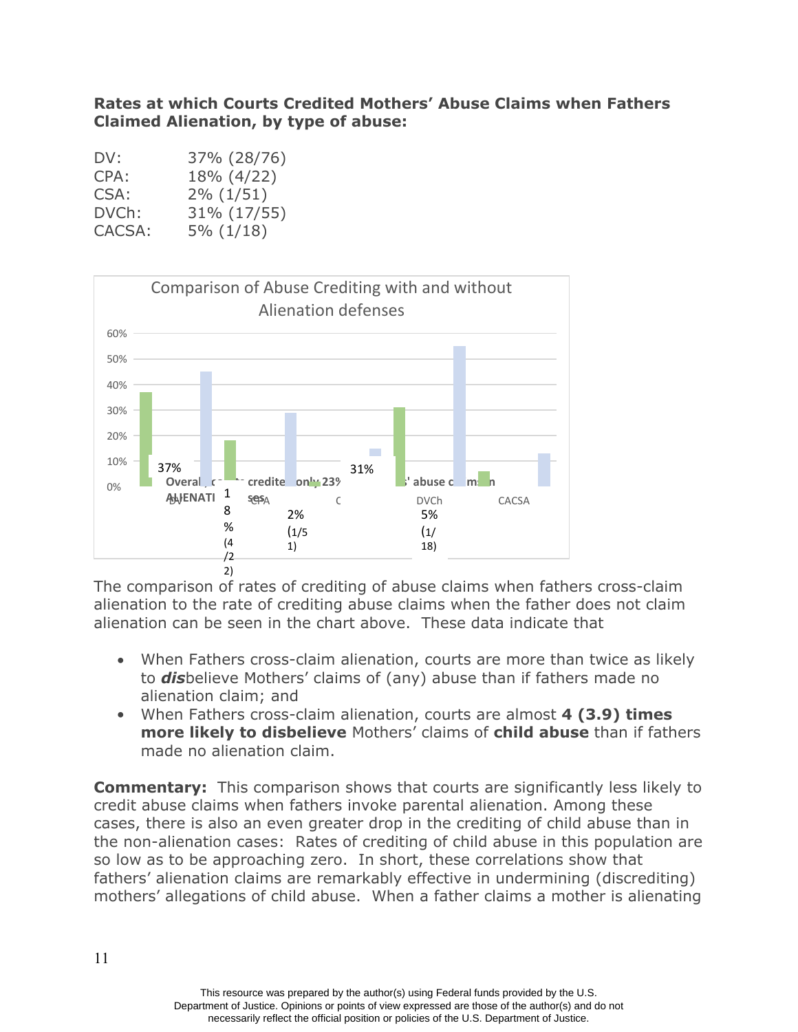**Rates at which Courts Credited Mothers' Abuse Claims when Fathers Claimed Alienation, by type of abuse:**

| | |
|---|---|
| DV: | 37% (28/76) |
| CPA: | 18% (4/22) |
| CSA: | 2% (1/51) |
| DVCh: | 31% (17/55) |
| CACSA: | 5% (1/18) |

Comparison of Abuse Crediting with and without Alienation defenses

The comparison of rates of crediting of abuse claims when fathers cross-claim alienation to the rate of crediting abuse claims when the father does not claim alienation can be seen in the chart above. These data indicate that

- When Fathers cross-claim alienation, courts are more than twice as likely to ***dis***believe Mothers' claims of (any) abuse than if fathers made no alienation claim; and
- When Fathers cross-claim alienation, courts are almost **4 (3.9) times more likely to disbelieve** Mothers' claims of **child abuse** than if fathers made no alienation claim.

**Commentary:** This comparison shows that courts are significantly less likely to credit abuse claims when fathers invoke parental alienation. Among these cases, there is also an even greater drop in the crediting of child abuse than in the non-alienation cases: Rates of crediting of child abuse in this population are so low as to be approaching zero. In short, these correlations show that fathers' alienation claims are remarkably effective in undermining (discrediting) mothers' allegations of child abuse. When a father claims a mother is alienating

This resource was prepared by the author(s) using Federal funds provided by the U.S. Department of Justice. Opinions or points of view expressed are those of the author(s) and do not necessarily reflect the official position or policies of the U.S. Department of Justice.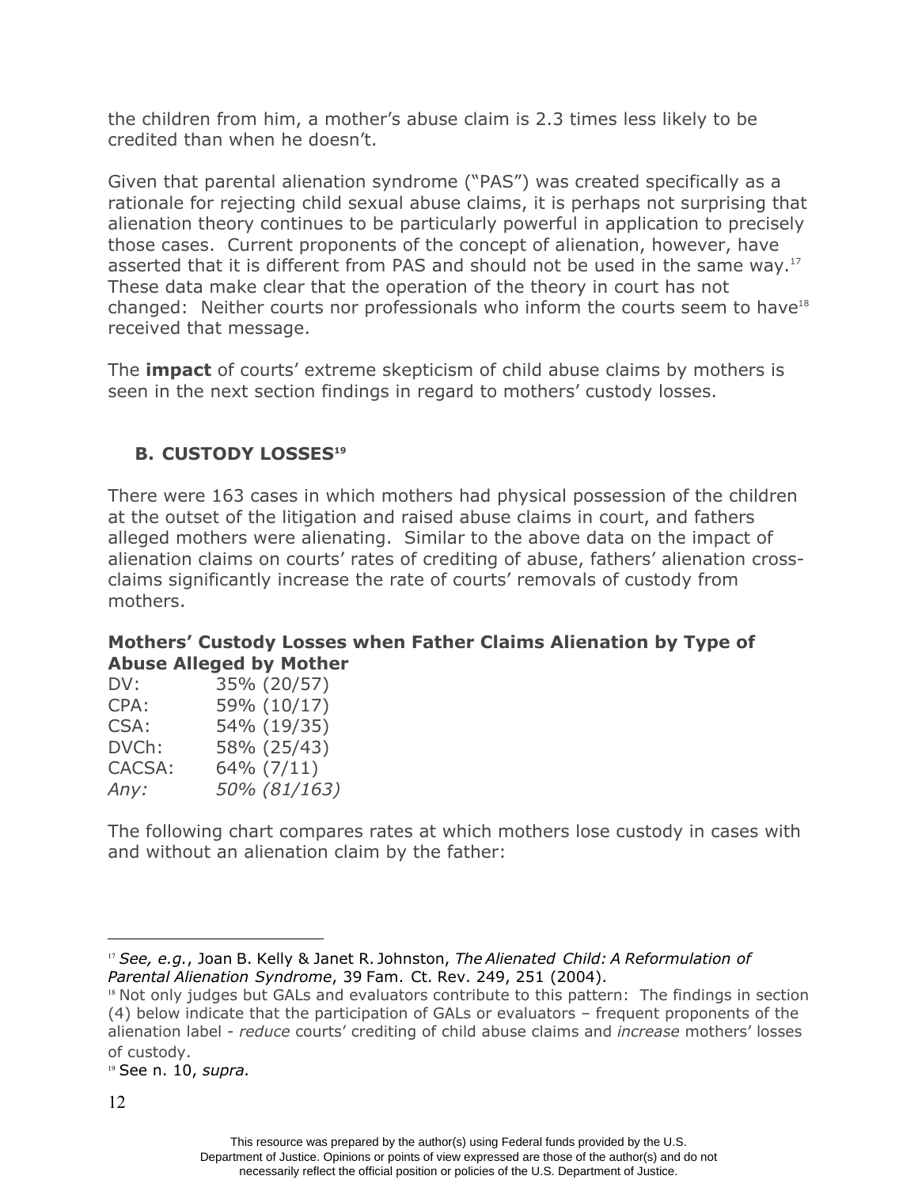the children from him, a mother's abuse claim is 2.3 times less likely to be credited than when he doesn't.

Given that parental alienation syndrome ("PAS") was created specifically as a rationale for rejecting child sexual abuse claims, it is perhaps not surprising that alienation theory continues to be particularly powerful in application to precisely those cases. Current proponents of the concept of alienation, however, have asserted that it is different from PAS and should not be used in the same way.[17] These data make clear that the operation of the theory in court has not changed: Neither courts nor professionals who inform the courts seem to have[18] received that message.

The **impact** of courts' extreme skepticism of child abuse claims by mothers is seen in the next section findings in regard to mothers' custody losses.

### B. CUSTODY LOSSES[19]

There were 163 cases in which mothers had physical possession of the children at the outset of the litigation and raised abuse claims in court, and fathers alleged mothers were alienating. Similar to the above data on the impact of alienation claims on courts' rates of crediting of abuse, fathers' alienation cross-claims significantly increase the rate of courts' removals of custody from mothers.

**Mothers' Custody Losses when Father Claims Alienation by Type of Abuse Alleged by Mother**

| | |
|---|---|
| DV: | 35% (20/57) |
| CPA: | 59% (10/17) |
| CSA: | 54% (19/35) |
| DVCh: | 58% (25/43) |
| CACSA: | 64% (7/11) |
| *Any:* | *50% (81/163)* |

The following chart compares rates at which mothers lose custody in cases with and without an alienation claim by the father:

---

[17] *See, e.g.*, Joan B. Kelly & Janet R. Johnston, *The Alienated Child: A Reformulation of Parental Alienation Syndrome*, 39 Fam. Ct. Rev. 249, 251 (2004).

[18] Not only judges but GALs and evaluators contribute to this pattern: The findings in section (4) below indicate that the participation of GALs or evaluators – frequent proponents of the alienation label - *reduce* courts' crediting of child abuse claims and *increase* mothers' losses of custody.

[19] See n. 10, *supra.*

This resource was prepared by the author(s) using Federal funds provided by the U.S. Department of Justice. Opinions or points of view expressed are those of the author(s) and do not necessarily reflect the official position or policies of the U.S. Department of Justice.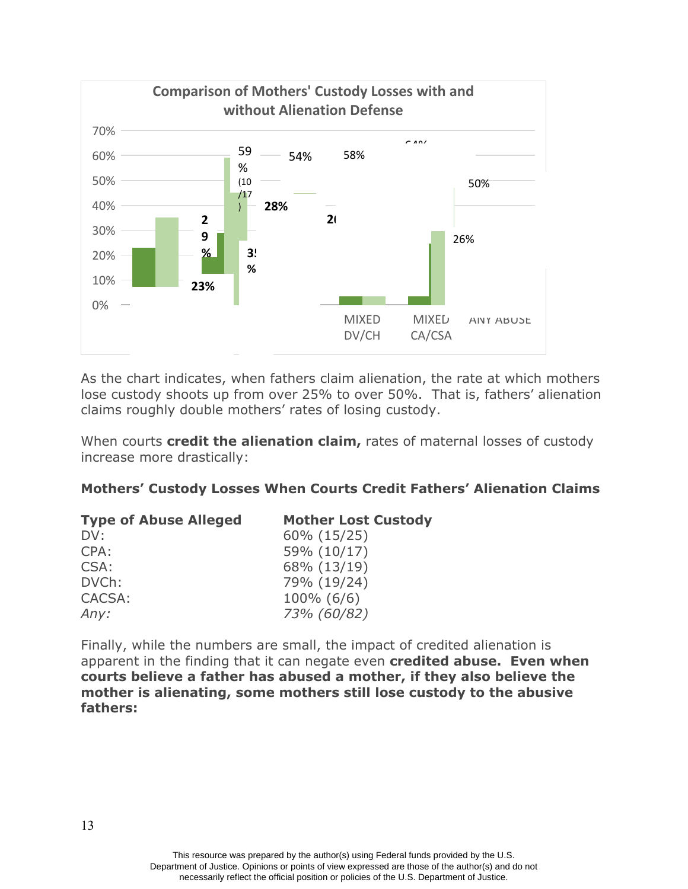**Comparison of Mothers' Custody Losses with and without Alienation Defense**

As the chart indicates, when fathers claim alienation, the rate at which mothers lose custody shoots up from over 25% to over 50%. That is, fathers' alienation claims roughly double mothers' rates of losing custody.

When courts **credit the alienation claim,** rates of maternal losses of custody increase more drastically:

**Mothers' Custody Losses When Courts Credit Fathers' Alienation Claims**

| **Type of Abuse Alleged** | **Mother Lost Custody** |
|---|---|
| DV: | 60% (15/25) |
| CPA: | 59% (10/17) |
| CSA: | 68% (13/19) |
| DVCh: | 79% (19/24) |
| CACSA: | 100% (6/6) |
| *Any:* | *73% (60/82)* |

Finally, while the numbers are small, the impact of credited alienation is apparent in the finding that it can negate even **credited abuse. Even when courts believe a father has abused a mother, if they also believe the mother is alienating, some mothers still lose custody to the abusive fathers:**

This resource was prepared by the author(s) using Federal funds provided by the U.S. Department of Justice. Opinions or points of view expressed are those of the author(s) and do not necessarily reflect the official position or policies of the U.S. Department of Justice.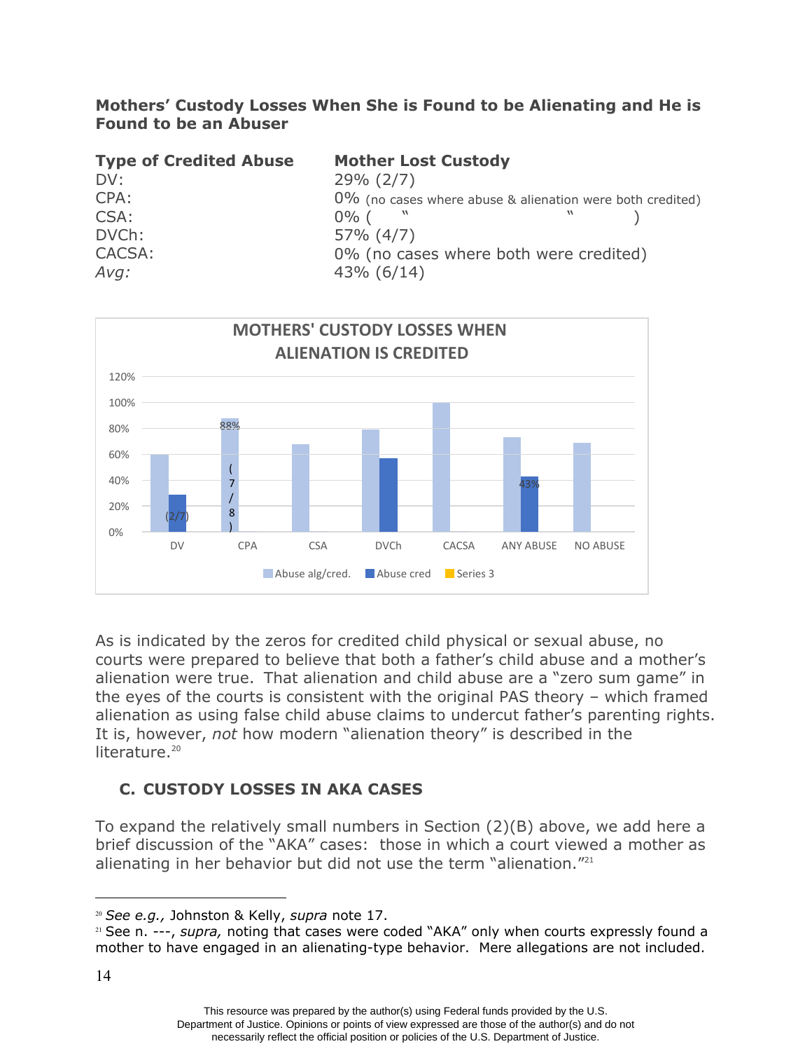**Mothers' Custody Losses When She is Found to be Alienating and He is Found to be an Abuser**

| **Type of Credited Abuse** | **Mother Lost Custody** |
|---|---|
| DV: | 29% (2/7) |
| CPA: | 0% (no cases where abuse & alienation were both credited) |
| CSA: | 0% ( " " ) |
| DVCh: | 57% (4/7) |
| CACSA: | 0% (no cases where both were credited) |
| *Avg:* | 43% (6/14) |

MOTHERS' CUSTODY LOSSES WHEN ALIENATION IS CREDITED

| | Abuse alg/cred. | Abuse cred |
|---|---|---|
| DV | ~60% | 29% (2/7) |
| CPA | 88% (7/8) | |
| CSA | ~68% | |
| DVCh | ~79% | ~57% |
| CACSA | 100% | |
| ANY ABUSE | ~73% | 43% |
| NO ABUSE | ~69% | |

As is indicated by the zeros for credited child physical or sexual abuse, no courts were prepared to believe that both a father's child abuse and a mother's alienation were true. That alienation and child abuse are a "zero sum game" in the eyes of the courts is consistent with the original PAS theory – which framed alienation as using false child abuse claims to undercut father's parenting rights. It is, however, *not* how modern "alienation theory" is described in the literature.[20]

## C. CUSTODY LOSSES IN AKA CASES

To expand the relatively small numbers in Section (2)(B) above, we add here a brief discussion of the "AKA" cases: those in which a court viewed a mother as alienating in her behavior but did not use the term "alienation."[21]

---

[20] *See e.g.,* Johnston & Kelly, *supra* note 17.

[21] See n. ---, *supra,* noting that cases were coded "AKA" only when courts expressly found a mother to have engaged in an alienating-type behavior. Mere allegations are not included.

This resource was prepared by the author(s) using Federal funds provided by the U.S. Department of Justice. Opinions or points of view expressed are those of the author(s) and do not necessarily reflect the official position or policies of the U.S. Department of Justice.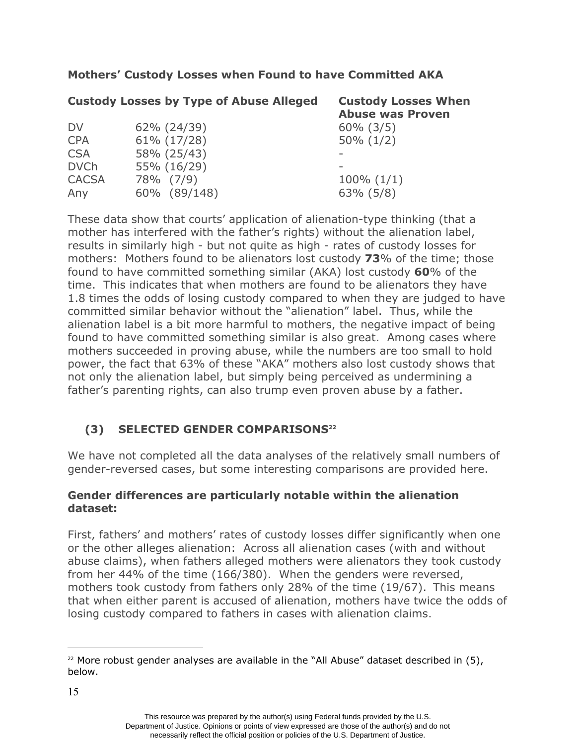**Mothers' Custody Losses when Found to have Committed AKA**

| **Custody Losses by Type of Abuse Alleged** | | **Custody Losses When Abuse was Proven** |
|---|---|---|
| DV | 62% (24/39) | 60% (3/5) |
| CPA | 61% (17/28) | 50% (1/2) |
| CSA | 58% (25/43) | - |
| DVCh | 55% (16/29) | - |
| CACSA | 78% (7/9) | 100% (1/1) |
| Any | 60% (89/148) | 63% (5/8) |

These data show that courts' application of alienation-type thinking (that a mother has interfered with the father's rights) without the alienation label, results in similarly high - but not quite as high - rates of custody losses for mothers: Mothers found to be alienators lost custody **73**% of the time; those found to have committed something similar (AKA) lost custody **60**% of the time. This indicates that when mothers are found to be alienators they have 1.8 times the odds of losing custody compared to when they are judged to have committed similar behavior without the "alienation" label. Thus, while the alienation label is a bit more harmful to mothers, the negative impact of being found to have committed something similar is also great. Among cases where mothers succeeded in proving abuse, while the numbers are too small to hold power, the fact that 63% of these "AKA" mothers also lost custody shows that not only the alienation label, but simply being perceived as undermining a father's parenting rights, can also trump even proven abuse by a father.

### (3) SELECTED GENDER COMPARISONS[22]

We have not completed all the data analyses of the relatively small numbers of gender-reversed cases, but some interesting comparisons are provided here.

**Gender differences are particularly notable within the alienation dataset:**

First, fathers' and mothers' rates of custody losses differ significantly when one or the other alleges alienation: Across all alienation cases (with and without abuse claims), when fathers alleged mothers were alienators they took custody from her 44% of the time (166/380). When the genders were reversed, mothers took custody from fathers only 28% of the time (19/67). This means that when either parent is accused of alienation, mothers have twice the odds of losing custody compared to fathers in cases with alienation claims.

[22] More robust gender analyses are available in the "All Abuse" dataset described in (5), below.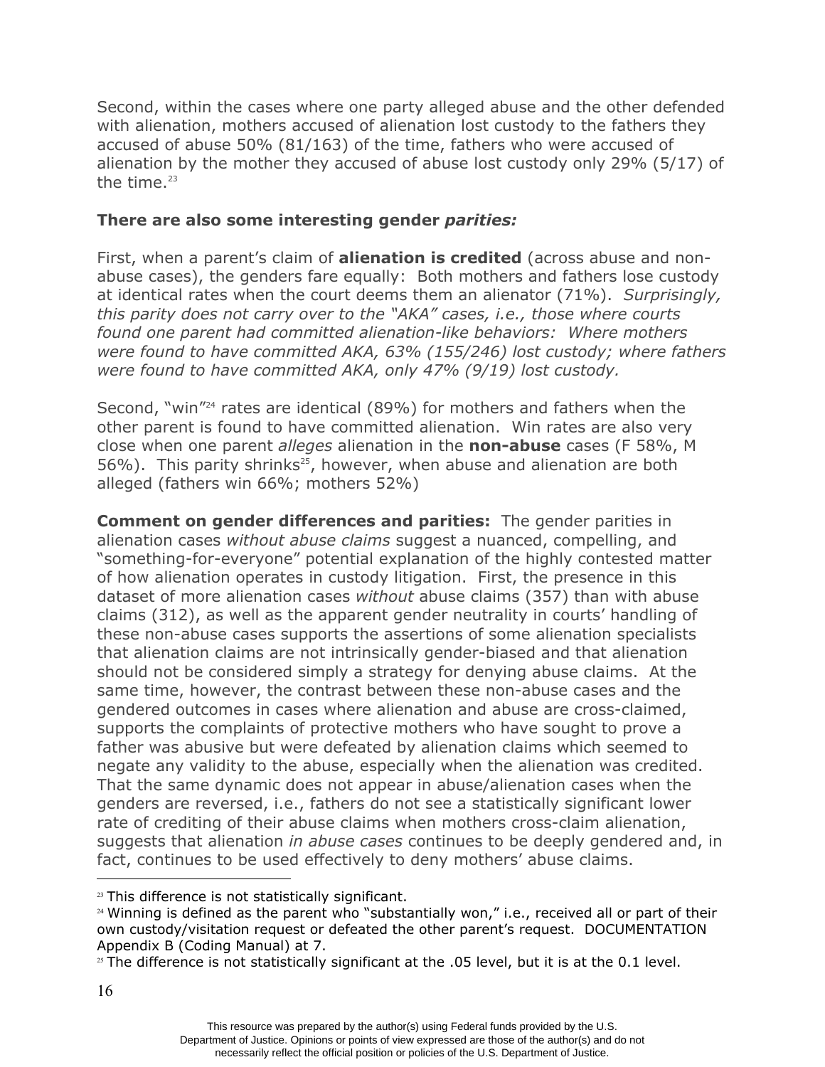Second, within the cases where one party alleged abuse and the other defended with alienation, mothers accused of alienation lost custody to the fathers they accused of abuse 50% (81/163) of the time, fathers who were accused of alienation by the mother they accused of abuse lost custody only 29% (5/17) of the time.[23]

**There are also some interesting gender *parities:***

First, when a parent's claim of **alienation is credited** (across abuse and non-abuse cases), the genders fare equally: Both mothers and fathers lose custody at identical rates when the court deems them an alienator (71%). *Surprisingly, this parity does not carry over to the "AKA" cases, i.e., those where courts found one parent had committed alienation-like behaviors: Where mothers were found to have committed AKA, 63% (155/246) lost custody; where fathers were found to have committed AKA, only 47% (9/19) lost custody.*

Second, "win"[24] rates are identical (89%) for mothers and fathers when the other parent is found to have committed alienation. Win rates are also very close when one parent *alleges* alienation in the **non-abuse** cases (F 58%, M 56%). This parity shrinks[25], however, when abuse and alienation are both alleged (fathers win 66%; mothers 52%)

**Comment on gender differences and parities:** The gender parities in alienation cases *without abuse claims* suggest a nuanced, compelling, and "something-for-everyone" potential explanation of the highly contested matter of how alienation operates in custody litigation. First, the presence in this dataset of more alienation cases *without* abuse claims (357) than with abuse claims (312), as well as the apparent gender neutrality in courts' handling of these non-abuse cases supports the assertions of some alienation specialists that alienation claims are not intrinsically gender-biased and that alienation should not be considered simply a strategy for denying abuse claims. At the same time, however, the contrast between these non-abuse cases and the gendered outcomes in cases where alienation and abuse are cross-claimed, supports the complaints of protective mothers who have sought to prove a father was abusive but were defeated by alienation claims which seemed to negate any validity to the abuse, especially when the alienation was credited. That the same dynamic does not appear in abuse/alienation cases when the genders are reversed, i.e., fathers do not see a statistically significant lower rate of crediting of their abuse claims when mothers cross-claim alienation, suggests that alienation *in abuse cases* continues to be deeply gendered and, in fact, continues to be used effectively to deny mothers' abuse claims.

[23] This difference is not statistically significant.

[24] Winning is defined as the parent who "substantially won," i.e., received all or part of their own custody/visitation request or defeated the other parent's request. DOCUMENTATION Appendix B (Coding Manual) at 7.

[25] The difference is not statistically significant at the .05 level, but it is at the 0.1 level.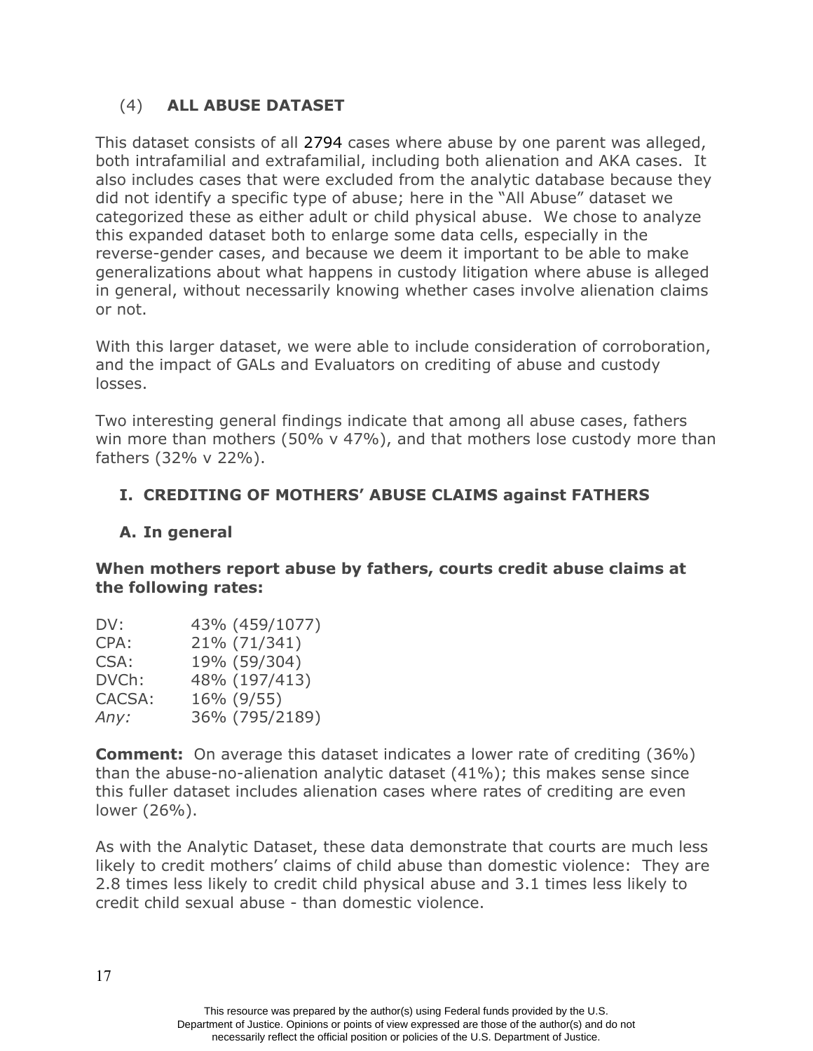### (4) ALL ABUSE DATASET

This dataset consists of all 2794 cases where abuse by one parent was alleged, both intrafamilial and extrafamilial, including both alienation and AKA cases. It also includes cases that were excluded from the analytic database because they did not identify a specific type of abuse; here in the "All Abuse" dataset we categorized these as either adult or child physical abuse. We chose to analyze this expanded dataset both to enlarge some data cells, especially in the reverse-gender cases, and because we deem it important to be able to make generalizations about what happens in custody litigation where abuse is alleged in general, without necessarily knowing whether cases involve alienation claims or not.

With this larger dataset, we were able to include consideration of corroboration, and the impact of GALs and Evaluators on crediting of abuse and custody losses.

Two interesting general findings indicate that among all abuse cases, fathers win more than mothers (50% v 47%), and that mothers lose custody more than fathers (32% v 22%).

## I. CREDITING OF MOTHERS' ABUSE CLAIMS against FATHERS

### A. In general

**When mothers report abuse by fathers, courts credit abuse claims at the following rates:**

| | |
|---|---|
| DV: | 43% (459/1077) |
| CPA: | 21% (71/341) |
| CSA: | 19% (59/304) |
| DVCh: | 48% (197/413) |
| CACSA: | 16% (9/55) |
| *Any:* | 36% (795/2189) |

**Comment:** On average this dataset indicates a lower rate of crediting (36%) than the abuse-no-alienation analytic dataset (41%); this makes sense since this fuller dataset includes alienation cases where rates of crediting are even lower (26%).

As with the Analytic Dataset, these data demonstrate that courts are much less likely to credit mothers' claims of child abuse than domestic violence: They are 2.8 times less likely to credit child physical abuse and 3.1 times less likely to credit child sexual abuse - than domestic violence.

This resource was prepared by the author(s) using Federal funds provided by the U.S. Department of Justice. Opinions or points of view expressed are those of the author(s) and do not necessarily reflect the official position or policies of the U.S. Department of Justice.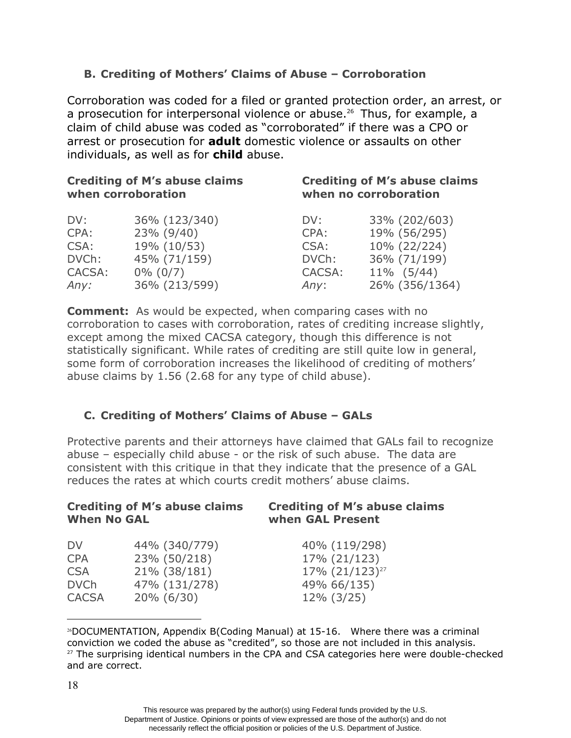### B. Crediting of Mothers' Claims of Abuse – Corroboration

Corroboration was coded for a filed or granted protection order, an arrest, or a prosecution for interpersonal violence or abuse.[26] Thus, for example, a claim of child abuse was coded as "corroborated" if there was a CPO or arrest or prosecution for **adult** domestic violence or assaults on other individuals, as well as for **child** abuse.

| Crediting of M's abuse claims when corroboration | | Crediting of M's abuse claims when no corroboration | |
|---|---|---|---|
| DV: | 36% (123/340) | DV: | 33% (202/603) |
| CPA: | 23% (9/40) | CPA: | 19% (56/295) |
| CSA: | 19% (10/53) | CSA: | 10% (22/224) |
| DVCh: | 45% (71/159) | DVCh: | 36% (71/199) |
| CACSA: | 0% (0/7) | CACSA: | 11% (5/44) |
| *Any:* | 36% (213/599) | *Any*: | 26% (356/1364) |

**Comment:** As would be expected, when comparing cases with no corroboration to cases with corroboration, rates of crediting increase slightly, except among the mixed CACSA category, though this difference is not statistically significant. While rates of crediting are still quite low in general, some form of corroboration increases the likelihood of crediting of mothers' abuse claims by 1.56 (2.68 for any type of child abuse).

### C. Crediting of Mothers' Claims of Abuse – GALs

Protective parents and their attorneys have claimed that GALs fail to recognize abuse – especially child abuse - or the risk of such abuse. The data are consistent with this critique in that they indicate that the presence of a GAL reduces the rates at which courts credit mothers' abuse claims.

| Crediting of M's abuse claims When No GAL | | Crediting of M's abuse claims when GAL Present |
|---|---|---|
| DV | 44% (340/779) | 40% (119/298) |
| CPA | 23% (50/218) | 17% (21/123) |
| CSA | 21% (38/181) | 17% (21/123)[27] |
| DVCh | 47% (131/278) | 49% 66/135) |
| CACSA | 20% (6/30) | 12% (3/25) |

---

[26] DOCUMENTATION, Appendix B(Coding Manual) at 15-16. Where there was a criminal conviction we coded the abuse as "credited", so those are not included in this analysis.

[27] The surprising identical numbers in the CPA and CSA categories here were double-checked and are correct.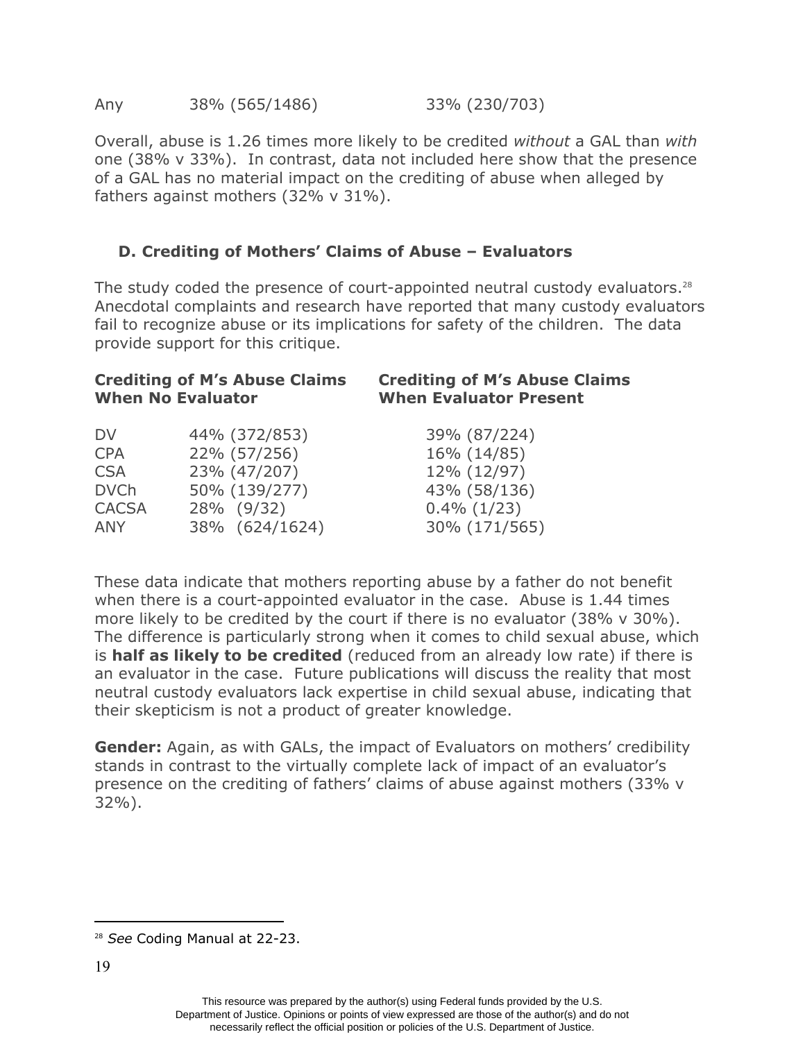| Any | 38% (565/1486) | 33% (230/703) |
|---|---|---|

Overall, abuse is 1.26 times more likely to be credited *without* a GAL than *with* one (38% v 33%). In contrast, data not included here show that the presence of a GAL has no material impact on the crediting of abuse when alleged by fathers against mothers (32% v 31%).

### D. Crediting of Mothers' Claims of Abuse – Evaluators

The study coded the presence of court-appointed neutral custody evaluators.[28] Anecdotal complaints and research have reported that many custody evaluators fail to recognize abuse or its implications for safety of the children. The data provide support for this critique.

| | **Crediting of M's Abuse Claims When No Evaluator** | **Crediting of M's Abuse Claims When Evaluator Present** |
|---|---|---|
| DV | 44% (372/853) | 39% (87/224) |
| CPA | 22% (57/256) | 16% (14/85) |
| CSA | 23% (47/207) | 12% (12/97) |
| DVCh | 50% (139/277) | 43% (58/136) |
| CACSA | 28% (9/32) | 0.4% (1/23) |
| ANY | 38% (624/1624) | 30% (171/565) |

These data indicate that mothers reporting abuse by a father do not benefit when there is a court-appointed evaluator in the case. Abuse is 1.44 times more likely to be credited by the court if there is no evaluator (38% v 30%). The difference is particularly strong when it comes to child sexual abuse, which is **half as likely to be credited** (reduced from an already low rate) if there is an evaluator in the case. Future publications will discuss the reality that most neutral custody evaluators lack expertise in child sexual abuse, indicating that their skepticism is not a product of greater knowledge.

**Gender:** Again, as with GALs, the impact of Evaluators on mothers' credibility stands in contrast to the virtually complete lack of impact of an evaluator's presence on the crediting of fathers' claims of abuse against mothers (33% v 32%).

[28] *See* Coding Manual at 22-23.

This resource was prepared by the author(s) using Federal funds provided by the U.S. Department of Justice. Opinions or points of view expressed are those of the author(s) and do not necessarily reflect the official position or policies of the U.S. Department of Justice.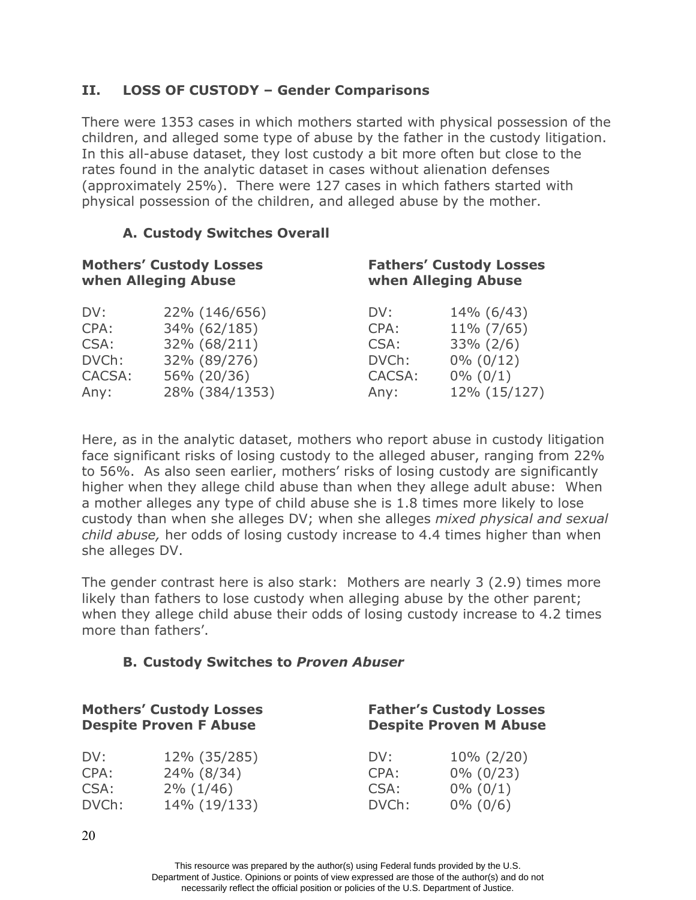## II. LOSS OF CUSTODY – Gender Comparisons

There were 1353 cases in which mothers started with physical possession of the children, and alleged some type of abuse by the father in the custody litigation. In this all-abuse dataset, they lost custody a bit more often but close to the rates found in the analytic dataset in cases without alienation defenses (approximately 25%). There were 127 cases in which fathers started with physical possession of the children, and alleged abuse by the mother.

### A. Custody Switches Overall

| Mothers' Custody Losses when Alleging Abuse | | Fathers' Custody Losses when Alleging Abuse | |
|---|---|---|---|
| DV: | 22% (146/656) | DV: | 14% (6/43) |
| CPA: | 34% (62/185) | CPA: | 11% (7/65) |
| CSA: | 32% (68/211) | CSA: | 33% (2/6) |
| DVCh: | 32% (89/276) | DVCh: | 0% (0/12) |
| CACSA: | 56% (20/36) | CACSA: | 0% (0/1) |
| Any: | 28% (384/1353) | Any: | 12% (15/127) |

Here, as in the analytic dataset, mothers who report abuse in custody litigation face significant risks of losing custody to the alleged abuser, ranging from 22% to 56%. As also seen earlier, mothers' risks of losing custody are significantly higher when they allege child abuse than when they allege adult abuse: When a mother alleges any type of child abuse she is 1.8 times more likely to lose custody than when she alleges DV; when she alleges *mixed physical and sexual child abuse,* her odds of losing custody increase to 4.4 times higher than when she alleges DV.

The gender contrast here is also stark: Mothers are nearly 3 (2.9) times more likely than fathers to lose custody when alleging abuse by the other parent; when they allege child abuse their odds of losing custody increase to 4.2 times more than fathers'.

### B. Custody Switches to *Proven Abuser*

| Mothers' Custody Losses Despite Proven F Abuse | | Father's Custody Losses Despite Proven M Abuse | |
|---|---|---|---|
| DV: | 12% (35/285) | DV: | 10% (2/20) |
| CPA: | 24% (8/34) | CPA: | 0% (0/23) |
| CSA: | 2% (1/46) | CSA: | 0% (0/1) |
| DVCh: | 14% (19/133) | DVCh: | 0% (0/6) |

This resource was prepared by the author(s) using Federal funds provided by the U.S. Department of Justice. Opinions or points of view expressed are those of the author(s) and do not necessarily reflect the official position or policies of the U.S. Department of Justice.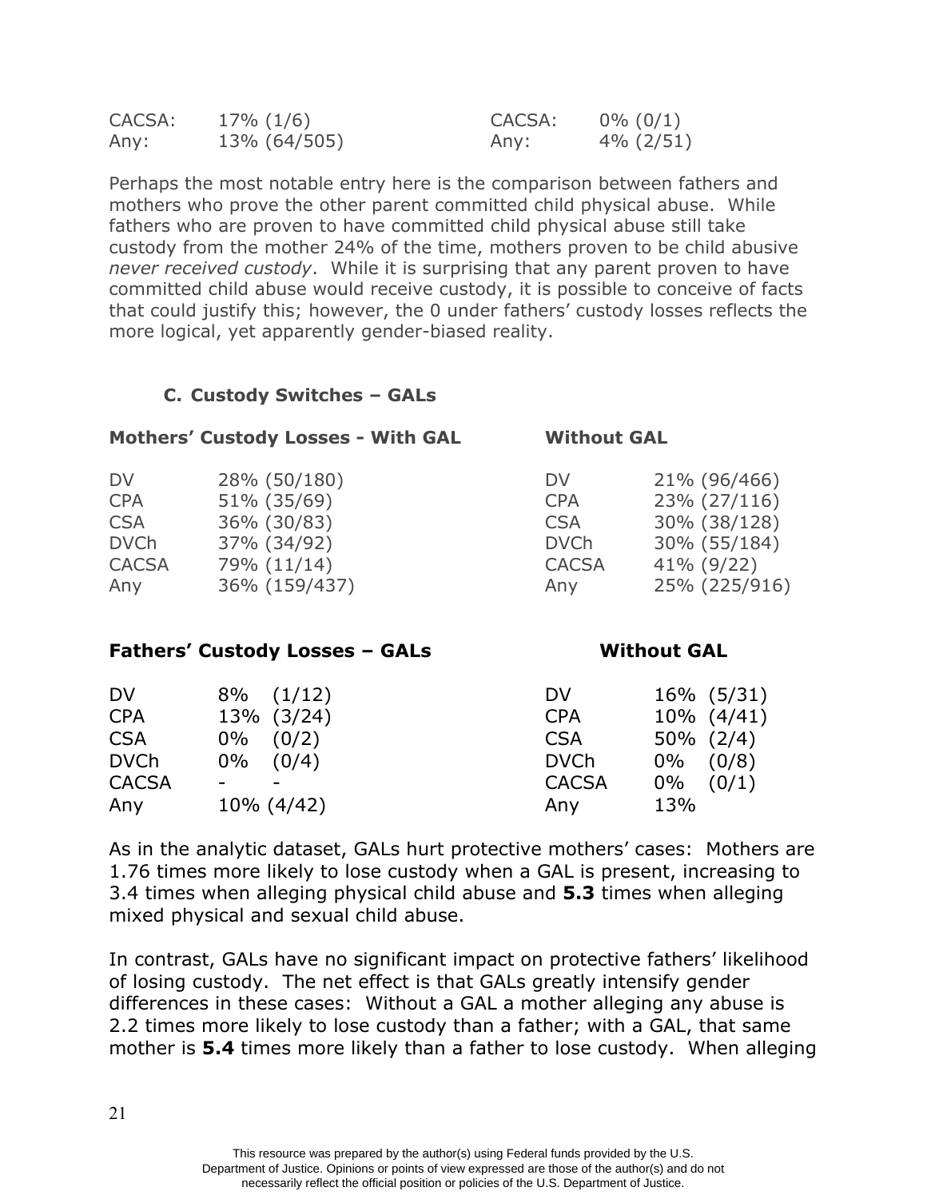| | | | |
|---|---|---|---|
| CACSA: | 17% (1/6) | CACSA: | 0% (0/1) |
| Any: | 13% (64/505) | Any: | 4% (2/51) |

Perhaps the most notable entry here is the comparison between fathers and mothers who prove the other parent committed child physical abuse. While fathers who are proven to have committed child physical abuse still take custody from the mother 24% of the time, mothers proven to be child abusive *never received custody*. While it is surprising that any parent proven to have committed child abuse would receive custody, it is possible to conceive of facts that could justify this; however, the 0 under fathers' custody losses reflects the more logical, yet apparently gender-biased reality.

### C. Custody Switches – GALs

| **Mothers' Custody Losses - With GAL** | | **Without GAL** | |
|---|---|---|---|
| DV | 28% (50/180) | DV | 21% (96/466) |
| CPA | 51% (35/69) | CPA | 23% (27/116) |
| CSA | 36% (30/83) | CSA | 30% (38/128) |
| DVCh | 37% (34/92) | DVCh | 30% (55/184) |
| CACSA | 79% (11/14) | CACSA | 41% (9/22) |
| Any | 36% (159/437) | Any | 25% (225/916) |

| **Fathers' Custody Losses – GALs** | | **Without GAL** | |
|---|---|---|---|
| DV | 8% (1/12) | DV | 16% (5/31) |
| CPA | 13% (3/24) | CPA | 10% (4/41) |
| CSA | 0% (0/2) | CSA | 50% (2/4) |
| DVCh | 0% (0/4) | DVCh | 0% (0/8) |
| CACSA | - - | CACSA | 0% (0/1) |
| Any | 10% (4/42) | Any | 13% |

As in the analytic dataset, GALs hurt protective mothers' cases: Mothers are 1.76 times more likely to lose custody when a GAL is present, increasing to 3.4 times when alleging physical child abuse and **5.3** times when alleging mixed physical and sexual child abuse.

In contrast, GALs have no significant impact on protective fathers' likelihood of losing custody. The net effect is that GALs greatly intensify gender differences in these cases: Without a GAL a mother alleging any abuse is 2.2 times more likely to lose custody than a father; with a GAL, that same mother is **5.4** times more likely than a father to lose custody. When alleging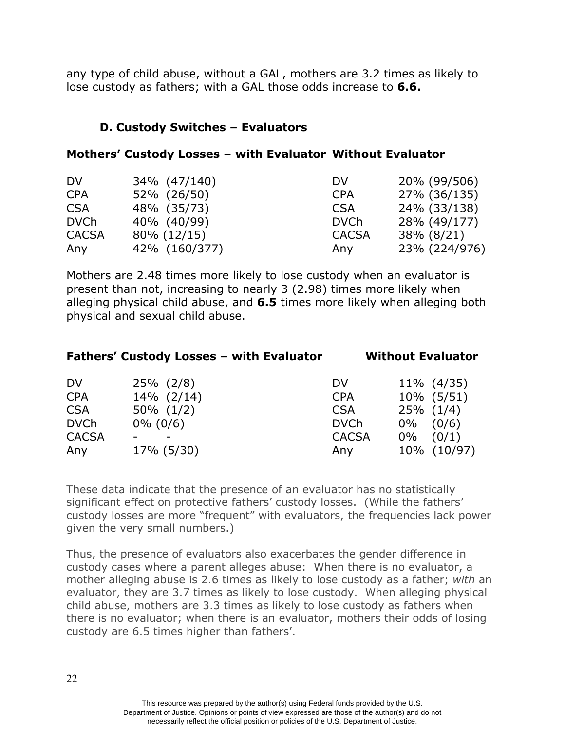any type of child abuse, without a GAL, mothers are 3.2 times as likely to lose custody as fathers; with a GAL those odds increase to **6.6.**

### D. Custody Switches – Evaluators

**Mothers' Custody Losses – with Evaluator Without Evaluator**

| | With Evaluator | | Without Evaluator |
|---|---|---|---|
| DV | 34% (47/140) | DV | 20% (99/506) |
| CPA | 52% (26/50) | CPA | 27% (36/135) |
| CSA | 48% (35/73) | CSA | 24% (33/138) |
| DVCh | 40% (40/99) | DVCh | 28% (49/177) |
| CACSA | 80% (12/15) | CACSA | 38% (8/21) |
| Any | 42% (160/377) | Any | 23% (224/976) |

Mothers are 2.48 times more likely to lose custody when an evaluator is present than not, increasing to nearly 3 (2.98) times more likely when alleging physical child abuse, and **6.5** times more likely when alleging both physical and sexual child abuse.

**Fathers' Custody Losses – with Evaluator Without Evaluator**

| | With Evaluator | | Without Evaluator |
|---|---|---|---|
| DV | 25% (2/8) | DV | 11% (4/35) |
| CPA | 14% (2/14) | CPA | 10% (5/51) |
| CSA | 50% (1/2) | CSA | 25% (1/4) |
| DVCh | 0% (0/6) | DVCh | 0% (0/6) |
| CACSA | - - | CACSA | 0% (0/1) |
| Any | 17% (5/30) | Any | 10% (10/97) |

These data indicate that the presence of an evaluator has no statistically significant effect on protective fathers' custody losses. (While the fathers' custody losses are more "frequent" with evaluators, the frequencies lack power given the very small numbers.)

Thus, the presence of evaluators also exacerbates the gender difference in custody cases where a parent alleges abuse: When there is no evaluator, a mother alleging abuse is 2.6 times as likely to lose custody as a father; *with* an evaluator, they are 3.7 times as likely to lose custody. When alleging physical child abuse, mothers are 3.3 times as likely to lose custody as fathers when there is no evaluator; when there is an evaluator, mothers their odds of losing custody are 6.5 times higher than fathers'.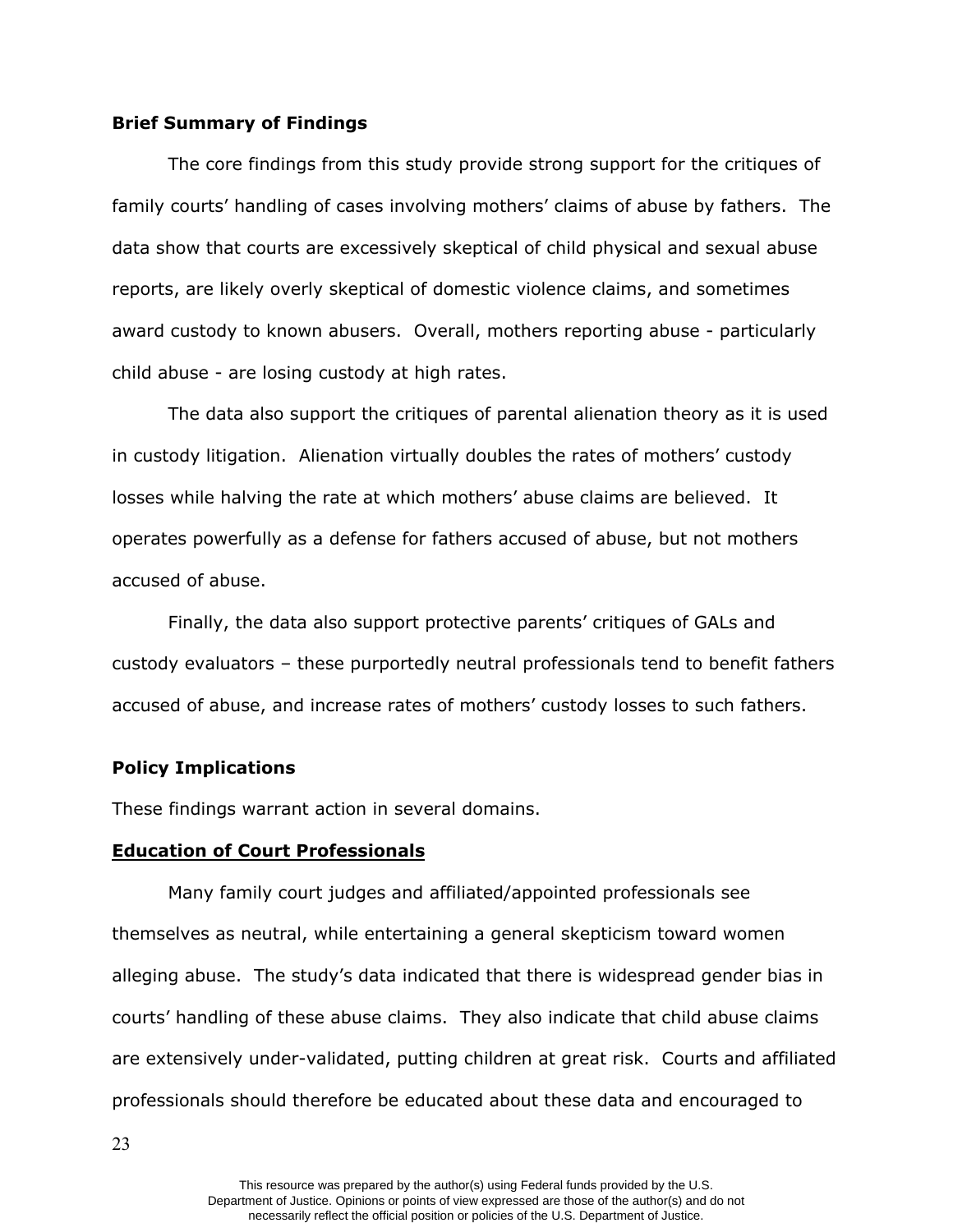**Brief Summary of Findings**

The core findings from this study provide strong support for the critiques of family courts' handling of cases involving mothers' claims of abuse by fathers. The data show that courts are excessively skeptical of child physical and sexual abuse reports, are likely overly skeptical of domestic violence claims, and sometimes award custody to known abusers. Overall, mothers reporting abuse - particularly child abuse - are losing custody at high rates.

The data also support the critiques of parental alienation theory as it is used in custody litigation. Alienation virtually doubles the rates of mothers' custody losses while halving the rate at which mothers' abuse claims are believed. It operates powerfully as a defense for fathers accused of abuse, but not mothers accused of abuse.

Finally, the data also support protective parents' critiques of GALs and custody evaluators – these purportedly neutral professionals tend to benefit fathers accused of abuse, and increase rates of mothers' custody losses to such fathers.

**Policy Implications**

These findings warrant action in several domains.

**Education of Court Professionals**

Many family court judges and affiliated/appointed professionals see themselves as neutral, while entertaining a general skepticism toward women alleging abuse. The study's data indicated that there is widespread gender bias in courts' handling of these abuse claims. They also indicate that child abuse claims are extensively under-validated, putting children at great risk. Courts and affiliated professionals should therefore be educated about these data and encouraged to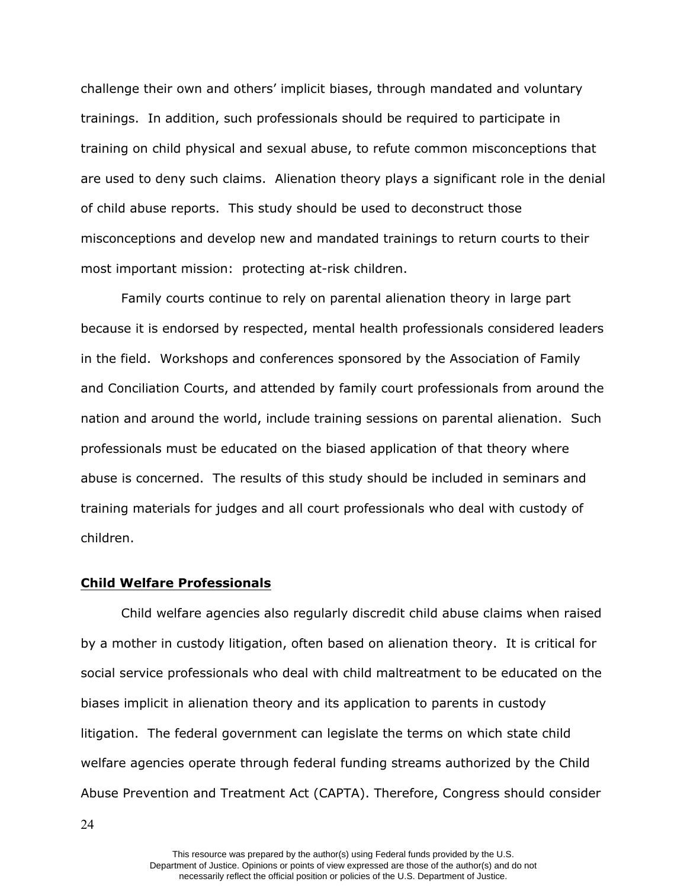challenge their own and others' implicit biases, through mandated and voluntary trainings. In addition, such professionals should be required to participate in training on child physical and sexual abuse, to refute common misconceptions that are used to deny such claims. Alienation theory plays a significant role in the denial of child abuse reports. This study should be used to deconstruct those misconceptions and develop new and mandated trainings to return courts to their most important mission: protecting at-risk children.

Family courts continue to rely on parental alienation theory in large part because it is endorsed by respected, mental health professionals considered leaders in the field. Workshops and conferences sponsored by the Association of Family and Conciliation Courts, and attended by family court professionals from around the nation and around the world, include training sessions on parental alienation. Such professionals must be educated on the biased application of that theory where abuse is concerned. The results of this study should be included in seminars and training materials for judges and all court professionals who deal with custody of children.

**Child Welfare Professionals**

Child welfare agencies also regularly discredit child abuse claims when raised by a mother in custody litigation, often based on alienation theory. It is critical for social service professionals who deal with child maltreatment to be educated on the biases implicit in alienation theory and its application to parents in custody litigation. The federal government can legislate the terms on which state child welfare agencies operate through federal funding streams authorized by the Child Abuse Prevention and Treatment Act (CAPTA). Therefore, Congress should consider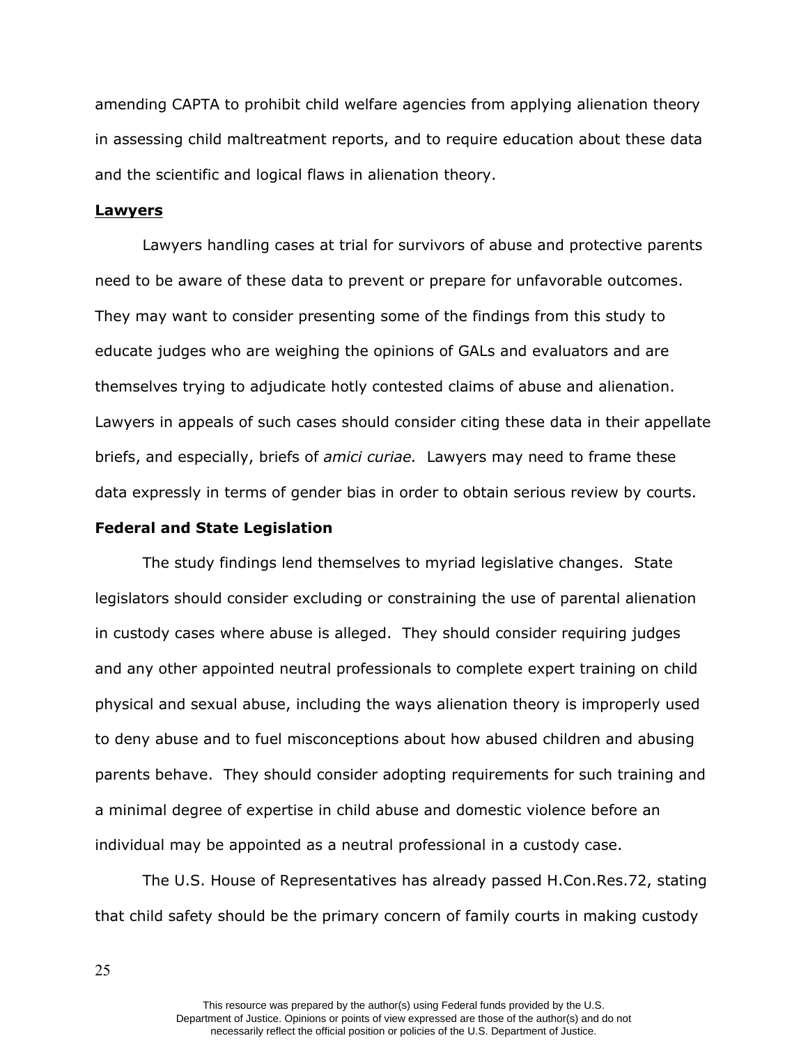amending CAPTA to prohibit child welfare agencies from applying alienation theory in assessing child maltreatment reports, and to require education about these data and the scientific and logical flaws in alienation theory.

**Lawyers**

Lawyers handling cases at trial for survivors of abuse and protective parents need to be aware of these data to prevent or prepare for unfavorable outcomes. They may want to consider presenting some of the findings from this study to educate judges who are weighing the opinions of GALs and evaluators and are themselves trying to adjudicate hotly contested claims of abuse and alienation. Lawyers in appeals of such cases should consider citing these data in their appellate briefs, and especially, briefs of *amici curiae.* Lawyers may need to frame these data expressly in terms of gender bias in order to obtain serious review by courts.

**Federal and State Legislation**

The study findings lend themselves to myriad legislative changes. State legislators should consider excluding or constraining the use of parental alienation in custody cases where abuse is alleged. They should consider requiring judges and any other appointed neutral professionals to complete expert training on child physical and sexual abuse, including the ways alienation theory is improperly used to deny abuse and to fuel misconceptions about how abused children and abusing parents behave. They should consider adopting requirements for such training and a minimal degree of expertise in child abuse and domestic violence before an individual may be appointed as a neutral professional in a custody case.

The U.S. House of Representatives has already passed H.Con.Res.72, stating that child safety should be the primary concern of family courts in making custody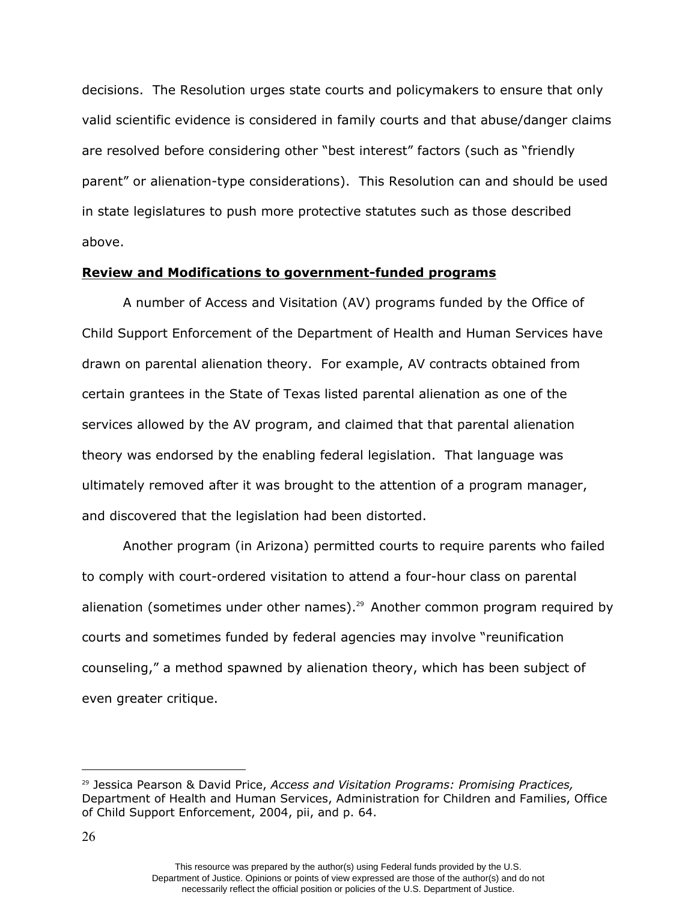decisions. The Resolution urges state courts and policymakers to ensure that only valid scientific evidence is considered in family courts and that abuse/danger claims are resolved before considering other "best interest" factors (such as "friendly parent" or alienation-type considerations). This Resolution can and should be used in state legislatures to push more protective statutes such as those described above.

**Review and Modifications to government-funded programs**

A number of Access and Visitation (AV) programs funded by the Office of Child Support Enforcement of the Department of Health and Human Services have drawn on parental alienation theory. For example, AV contracts obtained from certain grantees in the State of Texas listed parental alienation as one of the services allowed by the AV program, and claimed that that parental alienation theory was endorsed by the enabling federal legislation. That language was ultimately removed after it was brought to the attention of a program manager, and discovered that the legislation had been distorted.

Another program (in Arizona) permitted courts to require parents who failed to comply with court-ordered visitation to attend a four-hour class on parental alienation (sometimes under other names).[29] Another common program required by courts and sometimes funded by federal agencies may involve "reunification counseling," a method spawned by alienation theory, which has been subject of even greater critique.

[29] Jessica Pearson & David Price, *Access and Visitation Programs: Promising Practices,* Department of Health and Human Services, Administration for Children and Families, Office of Child Support Enforcement, 2004, pii, and p. 64.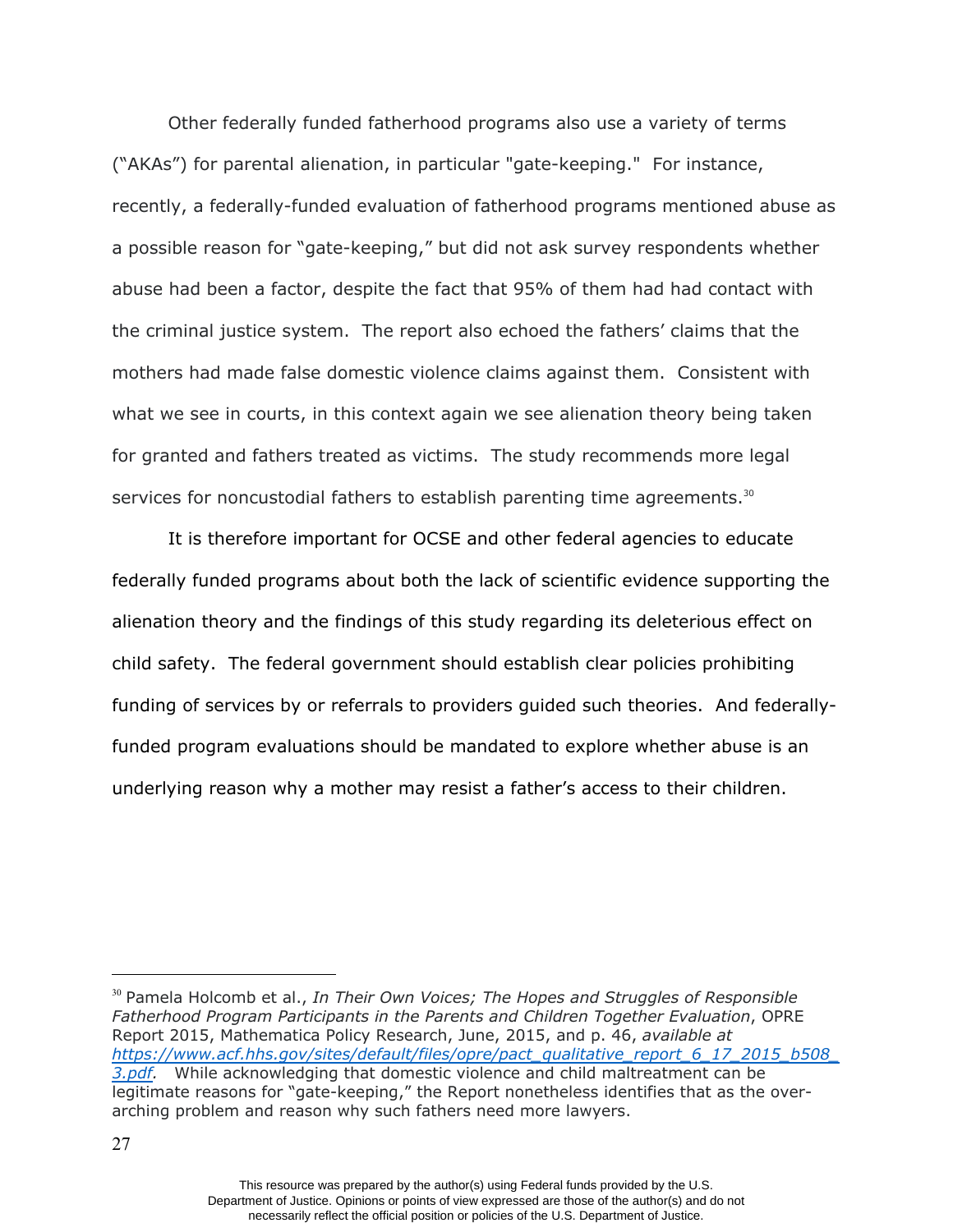Other federally funded fatherhood programs also use a variety of terms ("AKAs") for parental alienation, in particular "gate-keeping." For instance, recently, a federally-funded evaluation of fatherhood programs mentioned abuse as a possible reason for "gate-keeping," but did not ask survey respondents whether abuse had been a factor, despite the fact that 95% of them had had contact with the criminal justice system. The report also echoed the fathers' claims that the mothers had made false domestic violence claims against them. Consistent with what we see in courts, in this context again we see alienation theory being taken for granted and fathers treated as victims. The study recommends more legal services for noncustodial fathers to establish parenting time agreements.[30]

It is therefore important for OCSE and other federal agencies to educate federally funded programs about both the lack of scientific evidence supporting the alienation theory and the findings of this study regarding its deleterious effect on child safety. The federal government should establish clear policies prohibiting funding of services by or referrals to providers guided such theories. And federally-funded program evaluations should be mandated to explore whether abuse is an underlying reason why a mother may resist a father's access to their children.

---

[30] Pamela Holcomb et al., *In Their Own Voices; The Hopes and Struggles of Responsible Fatherhood Program Participants in the Parents and Children Together Evaluation*, OPRE Report 2015, Mathematica Policy Research, June, 2015, and p. 46, *available at* *https://www.acf.hhs.gov/sites/default/files/opre/pact_qualitative_report_6_17_2015_b508_3.pdf*. While acknowledging that domestic violence and child maltreatment can be legitimate reasons for "gate-keeping," the Report nonetheless identifies that as the over-arching problem and reason why such fathers need more lawyers.

This resource was prepared by the author(s) using Federal funds provided by the U.S. Department of Justice. Opinions or points of view expressed are those of the author(s) and do not necessarily reflect the official position or policies of the U.S. Department of Justice.